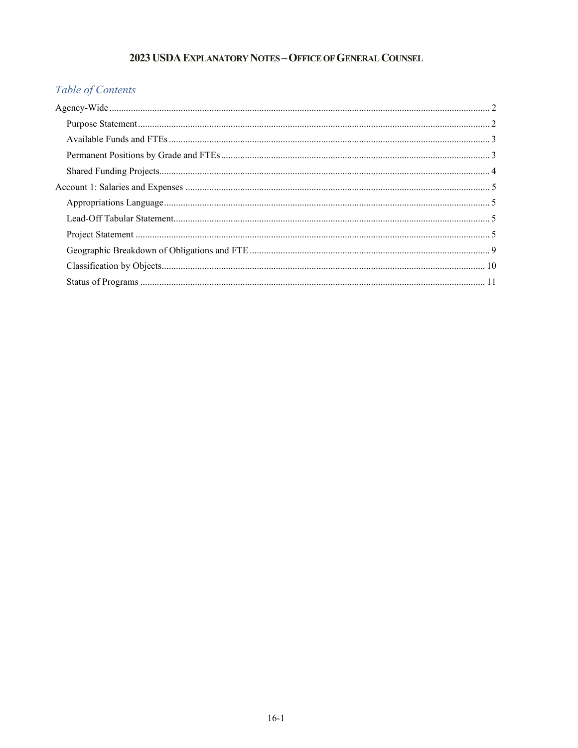# 2023 USDA Explanatory Notes – Office of General Counsel

## *Table of Contents*

- Agency-Wide .......... 2
  - Purpose Statement .......... 2
  - Available Funds and FTEs .......... 3
  - Permanent Positions by Grade and FTEs .......... 3
  - Shared Funding Projects .......... 4
- Account 1: Salaries and Expenses .......... 5
  - Appropriations Language .......... 5
  - Lead-Off Tabular Statement .......... 5
  - Project Statement .......... 5
  - Geographic Breakdown of Obligations and FTE .......... 9
  - Classification by Objects .......... 10
  - Status of Programs .......... 11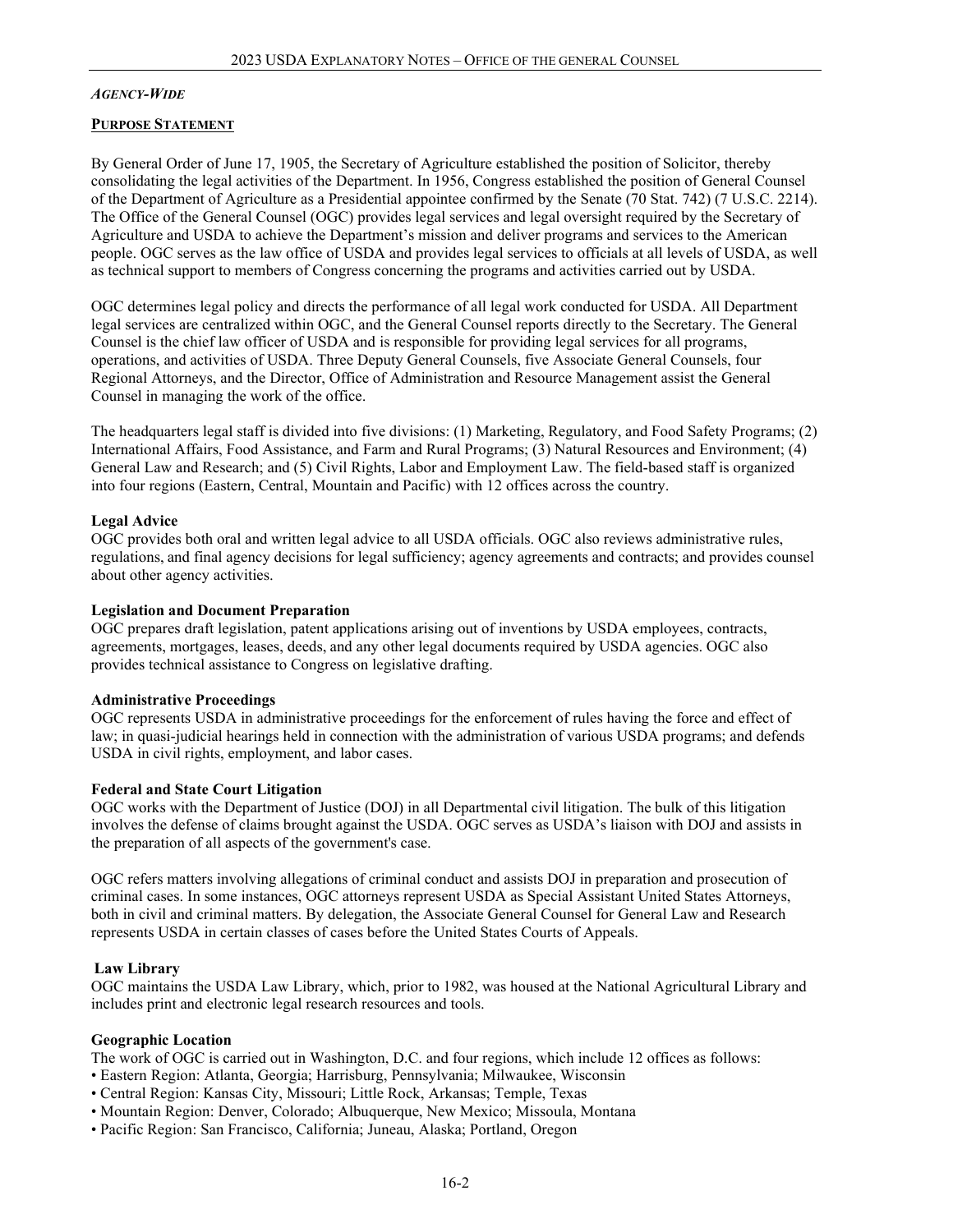***Agency-Wide***

**Purpose Statement**

By General Order of June 17, 1905, the Secretary of Agriculture established the position of Solicitor, thereby consolidating the legal activities of the Department. In 1956, Congress established the position of General Counsel of the Department of Agriculture as a Presidential appointee confirmed by the Senate (70 Stat. 742) (7 U.S.C. 2214). The Office of the General Counsel (OGC) provides legal services and legal oversight required by the Secretary of Agriculture and USDA to achieve the Department's mission and deliver programs and services to the American people. OGC serves as the law office of USDA and provides legal services to officials at all levels of USDA, as well as technical support to members of Congress concerning the programs and activities carried out by USDA.

OGC determines legal policy and directs the performance of all legal work conducted for USDA. All Department legal services are centralized within OGC, and the General Counsel reports directly to the Secretary. The General Counsel is the chief law officer of USDA and is responsible for providing legal services for all programs, operations, and activities of USDA. Three Deputy General Counsels, five Associate General Counsels, four Regional Attorneys, and the Director, Office of Administration and Resource Management assist the General Counsel in managing the work of the office.

The headquarters legal staff is divided into five divisions: (1) Marketing, Regulatory, and Food Safety Programs; (2) International Affairs, Food Assistance, and Farm and Rural Programs; (3) Natural Resources and Environment; (4) General Law and Research; and (5) Civil Rights, Labor and Employment Law. The field-based staff is organized into four regions (Eastern, Central, Mountain and Pacific) with 12 offices across the country.

**Legal Advice**

OGC provides both oral and written legal advice to all USDA officials. OGC also reviews administrative rules, regulations, and final agency decisions for legal sufficiency; agency agreements and contracts; and provides counsel about other agency activities.

**Legislation and Document Preparation**

OGC prepares draft legislation, patent applications arising out of inventions by USDA employees, contracts, agreements, mortgages, leases, deeds, and any other legal documents required by USDA agencies. OGC also provides technical assistance to Congress on legislative drafting.

**Administrative Proceedings**

OGC represents USDA in administrative proceedings for the enforcement of rules having the force and effect of law; in quasi-judicial hearings held in connection with the administration of various USDA programs; and defends USDA in civil rights, employment, and labor cases.

**Federal and State Court Litigation**

OGC works with the Department of Justice (DOJ) in all Departmental civil litigation. The bulk of this litigation involves the defense of claims brought against the USDA. OGC serves as USDA's liaison with DOJ and assists in the preparation of all aspects of the government's case.

OGC refers matters involving allegations of criminal conduct and assists DOJ in preparation and prosecution of criminal cases. In some instances, OGC attorneys represent USDA as Special Assistant United States Attorneys, both in civil and criminal matters. By delegation, the Associate General Counsel for General Law and Research represents USDA in certain classes of cases before the United States Courts of Appeals.

**Law Library**

OGC maintains the USDA Law Library, which, prior to 1982, was housed at the National Agricultural Library and includes print and electronic legal research resources and tools.

**Geographic Location**

The work of OGC is carried out in Washington, D.C. and four regions, which include 12 offices as follows:

- Eastern Region: Atlanta, Georgia; Harrisburg, Pennsylvania; Milwaukee, Wisconsin
- Central Region: Kansas City, Missouri; Little Rock, Arkansas; Temple, Texas
- Mountain Region: Denver, Colorado; Albuquerque, New Mexico; Missoula, Montana
- Pacific Region: San Francisco, California; Juneau, Alaska; Portland, Oregon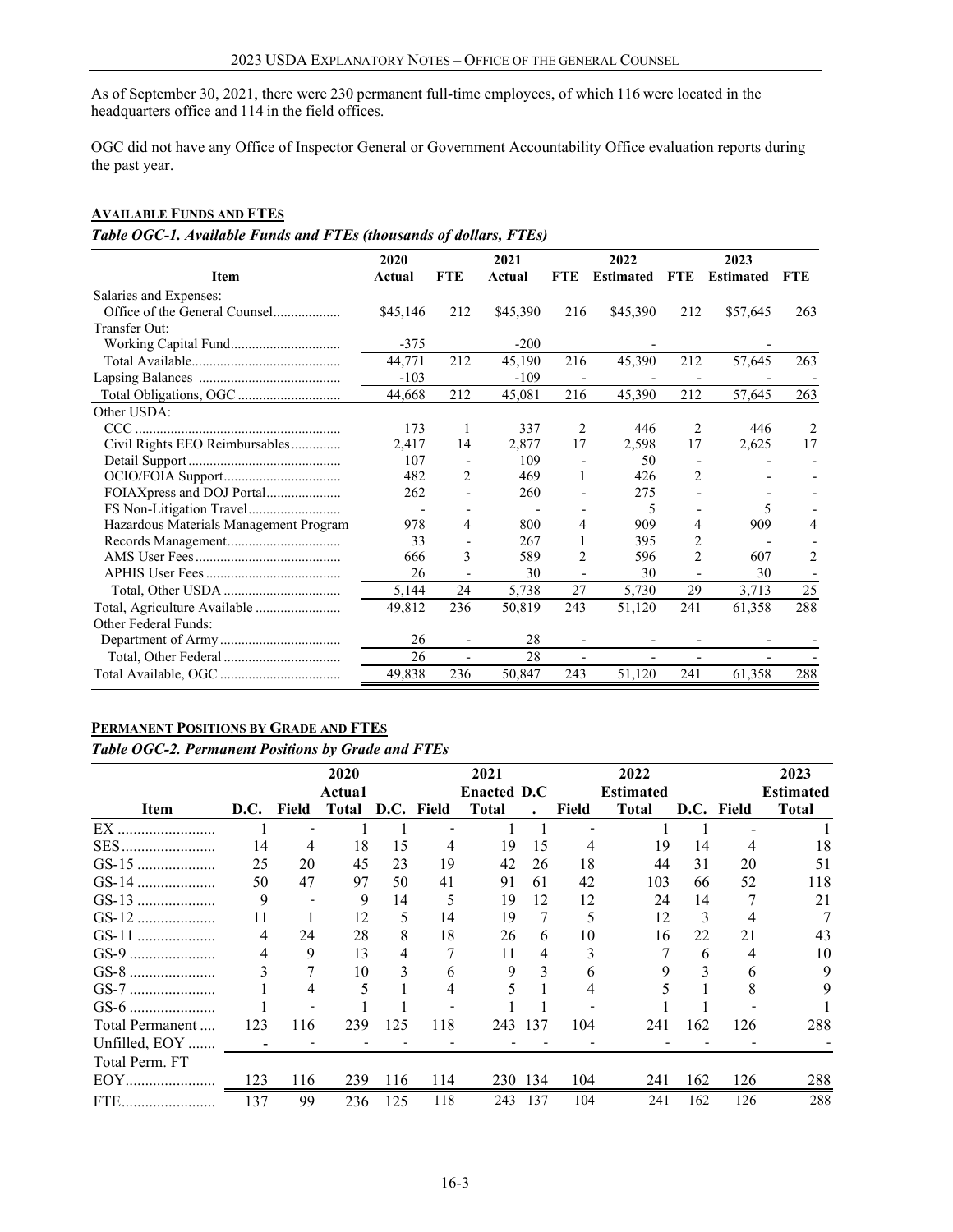As of September 30, 2021, there were 230 permanent full-time employees, of which 116 were located in the headquarters office and 114 in the field offices.

OGC did not have any Office of Inspector General or Government Accountability Office evaluation reports during the past year.

## Available Funds and FTEs

*Table OGC-1. Available Funds and FTEs (thousands of dollars, FTEs)*

| Item | 2020 Actual | FTE | 2021 Actual | FTE | 2022 Estimated | FTE | 2023 Estimated | FTE |
|---|---|---|---|---|---|---|---|---|
| Salaries and Expenses: | | | | | | | | |
| Office of the General Counsel | $45,146 | 212 | $45,390 | 216 | $45,390 | 212 | $57,645 | 263 |
| Transfer Out: | | | | | | | | |
| Working Capital Fund | -375 | | -200 | | - | | - | |
| Total Available | 44,771 | 212 | 45,190 | 216 | 45,390 | 212 | 57,645 | 263 |
| Lapsing Balances | -103 | | -109 | - | - | - | - | - |
| Total Obligations, OGC | 44,668 | 212 | 45,081 | 216 | 45,390 | 212 | 57,645 | 263 |
| Other USDA: | | | | | | | | |
| CCC | 173 | 1 | 337 | 2 | 446 | 2 | 446 | 2 |
| Civil Rights EEO Reimbursables | 2,417 | 14 | 2,877 | 17 | 2,598 | 17 | 2,625 | 17 |
| Detail Support | 107 | - | 109 | - | 50 | - | - | - |
| OCIO/FOIA Support | 482 | 2 | 469 | 1 | 426 | 2 | - | - |
| FOIAXpress and DOJ Portal | 262 | - | 260 | - | 275 | - | - | - |
| FS Non-Litigation Travel | - | - | - | - | 5 | - | 5 | - |
| Hazardous Materials Management Program | 978 | 4 | 800 | 4 | 909 | 4 | 909 | 4 |
| Records Management | 33 | - | 267 | 1 | 395 | 2 | - | - |
| AMS User Fees | 666 | 3 | 589 | 2 | 596 | 2 | 607 | 2 |
| APHIS User Fees | 26 | - | 30 | - | 30 | - | 30 | - |
| Total, Other USDA | 5,144 | 24 | 5,738 | 27 | 5,730 | 29 | 3,713 | 25 |
| Total, Agriculture Available | 49,812 | 236 | 50,819 | 243 | 51,120 | 241 | 61,358 | 288 |
| Other Federal Funds: | | | | | | | | |
| Department of Army | 26 | - | 28 | - | - | - | - | - |
| Total, Other Federal | 26 | - | 28 | - | - | - | - | - |
| Total Available, OGC | 49,838 | 236 | 50,847 | 243 | 51,120 | 241 | 61,358 | 288 |

## Permanent Positions by Grade and FTEs

*Table OGC-2. Permanent Positions by Grade and FTEs*

| Item | D.C. | Field | 2020 Actua1 Total | D.C. | Field | 2021 Enacted Total | D.C. | Field | 2022 Estimated Total | D.C. | Field | 2023 Estimated Total |
|---|---|---|---|---|---|---|---|---|---|---|---|---|
| EX | 1 | - | 1 | 1 | - | 1 | 1 | - | 1 | 1 | - | 1 |
| SES | 14 | 4 | 18 | 15 | 4 | 19 | 15 | 4 | 19 | 14 | 4 | 18 |
| GS-15 | 25 | 20 | 45 | 23 | 19 | 42 | 26 | 18 | 44 | 31 | 20 | 51 |
| GS-14 | 50 | 47 | 97 | 50 | 41 | 91 | 61 | 42 | 103 | 66 | 52 | 118 |
| GS-13 | 9 | - | 9 | 14 | 5 | 19 | 12 | 12 | 24 | 14 | 7 | 21 |
| GS-12 | 11 | 1 | 12 | 5 | 14 | 19 | 7 | 5 | 12 | 3 | 4 | 7 |
| GS-11 | 4 | 24 | 28 | 8 | 18 | 26 | 6 | 10 | 16 | 22 | 21 | 43 |
| GS-9 | 4 | 9 | 13 | 4 | 7 | 11 | 4 | 3 | 7 | 6 | 4 | 10 |
| GS-8 | 3 | 7 | 10 | 3 | 6 | 9 | 3 | 6 | 9 | 3 | 6 | 9 |
| GS-7 | 1 | 4 | 5 | 1 | 4 | 5 | 1 | 4 | 5 | 1 | 8 | 9 |
| GS-6 | 1 | - | 1 | 1 | - | 1 | 1 | - | 1 | 1 | - | 1 |
| Total Permanent | 123 | 116 | 239 | 125 | 118 | 243 | 137 | 104 | 241 | 162 | 126 | 288 |
| Unfilled, EOY | - | - | - | - | - | - | - | - | - | - | - | - |
| Total Perm. FT EOY | 123 | 116 | 239 | 116 | 114 | 230 | 134 | 104 | 241 | 162 | 126 | 288 |
| FTE | 137 | 99 | 236 | 125 | 118 | 243 | 137 | 104 | 241 | 162 | 126 | 288 |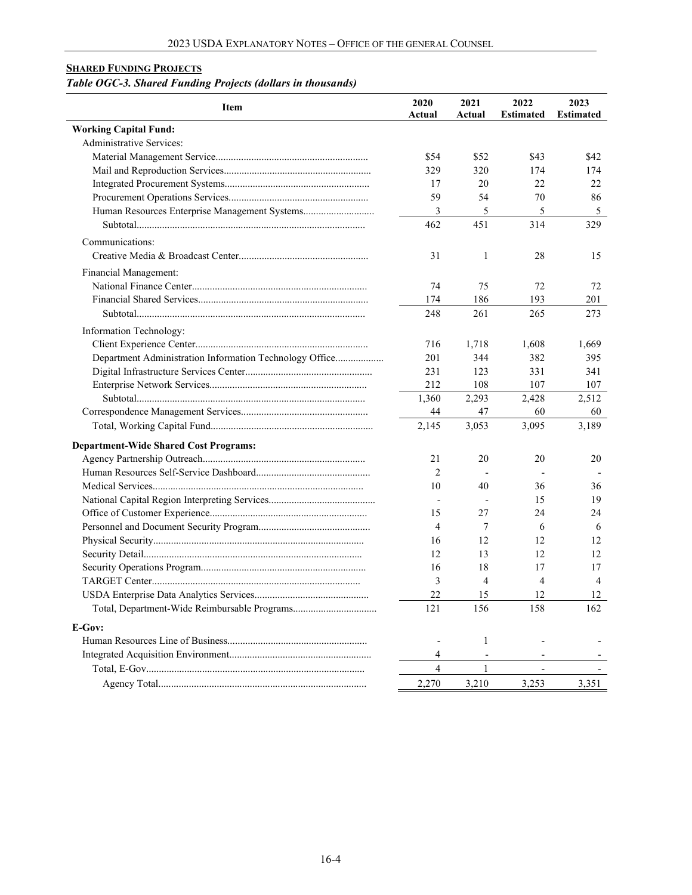## **Shared Funding Projects**

***Table OGC-3. Shared Funding Projects (dollars in thousands)***

| Item | 2020 Actual | 2021 Actual | 2022 Estimated | 2023 Estimated |
|---|---|---|---|---|
| **Working Capital Fund:** | | | | |
| Administrative Services: | | | | |
| Material Management Service | $54 | $52 | $43 | $42 |
| Mail and Reproduction Services | 329 | 320 | 174 | 174 |
| Integrated Procurement Systems | 17 | 20 | 22 | 22 |
| Procurement Operations Services | 59 | 54 | 70 | 86 |
| Human Resources Enterprise Management Systems | 3 | 5 | 5 | 5 |
| Subtotal | 462 | 451 | 314 | 329 |
| Communications: | | | | |
| Creative Media & Broadcast Center | 31 | 1 | 28 | 15 |
| Financial Management: | | | | |
| National Finance Center | 74 | 75 | 72 | 72 |
| Financial Shared Services | 174 | 186 | 193 | 201 |
| Subtotal | 248 | 261 | 265 | 273 |
| Information Technology: | | | | |
| Client Experience Center | 716 | 1,718 | 1,608 | 1,669 |
| Department Administration Information Technology Office | 201 | 344 | 382 | 395 |
| Digital Infrastructure Services Center | 231 | 123 | 331 | 341 |
| Enterprise Network Services | 212 | 108 | 107 | 107 |
| Subtotal | 1,360 | 2,293 | 2,428 | 2,512 |
| Correspondence Management Services | 44 | 47 | 60 | 60 |
| Total, Working Capital Fund | 2,145 | 3,053 | 3,095 | 3,189 |
| **Department-Wide Shared Cost Programs:** | | | | |
| Agency Partnership Outreach | 21 | 20 | 20 | 20 |
| Human Resources Self-Service Dashboard | 2 | - | - | - |
| Medical Services | 10 | 40 | 36 | 36 |
| National Capital Region Interpreting Services | - | - | 15 | 19 |
| Office of Customer Experience | 15 | 27 | 24 | 24 |
| Personnel and Document Security Program | 4 | 7 | 6 | 6 |
| Physical Security | 16 | 12 | 12 | 12 |
| Security Detail | 12 | 13 | 12 | 12 |
| Security Operations Program | 16 | 18 | 17 | 17 |
| TARGET Center | 3 | 4 | 4 | 4 |
| USDA Enterprise Data Analytics Services | 22 | 15 | 12 | 12 |
| Total, Department-Wide Reimbursable Programs | 121 | 156 | 158 | 162 |
| **E-Gov:** | | | | |
| Human Resources Line of Business | - | 1 | - | - |
| Integrated Acquisition Environment | 4 | - | - | - |
| Total, E-Gov | 4 | 1 | - | - |
| Agency Total | 2,270 | 3,210 | 3,253 | 3,351 |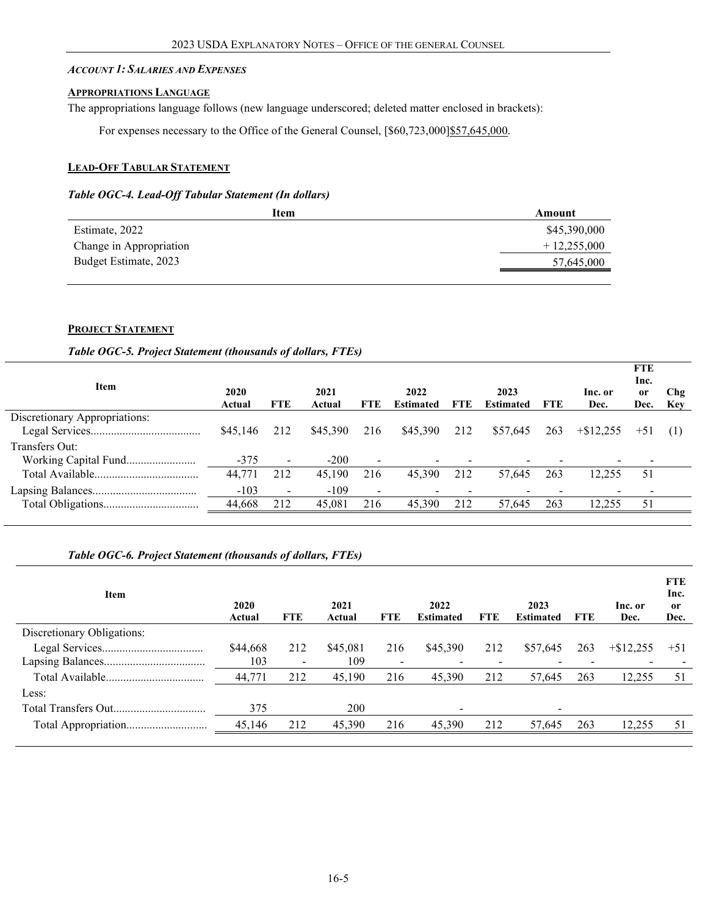### *Account 1: Salaries and Expenses*

#### Appropriations Language

The appropriations language follows (new language underscored; deleted matter enclosed in brackets):

For expenses necessary to the Office of the General Counsel, [$60,723,000]<u>$57,645,000</u>.

#### Lead-Off Tabular Statement

***Table OGC-4. Lead-Off Tabular Statement (In dollars)***

| Item | Amount |
|---|---|
| Estimate, 2022 | $45,390,000 |
| Change in Appropriation | + 12,255,000 |
| Budget Estimate, 2023 | 57,645,000 |

#### Project Statement

***Table OGC-5. Project Statement (thousands of dollars, FTEs)***

| Item | 2020 Actual | FTE | 2021 Actual | FTE | 2022 Estimated | FTE | 2023 Estimated | FTE | Inc. or Dec. | FTE Inc. or Dec. | Chg Key |
|---|---|---|---|---|---|---|---|---|---|---|---|
| Discretionary Appropriations: | | | | | | | | | | | |
| Legal Services | $45,146 | 212 | $45,390 | 216 | $45,390 | 212 | $57,645 | 263 | +$12,255 | +51 | (1) |
| Transfers Out: | | | | | | | | | | | |
| Working Capital Fund | -375 | - | -200 | - | - | - | - | - | - | - | |
| Total Available | 44,771 | 212 | 45,190 | 216 | 45,390 | 212 | 57,645 | 263 | 12,255 | 51 | |
| Lapsing Balances | -103 | - | -109 | - | - | - | - | - | - | - | |
| Total Obligations | 44,668 | 212 | 45,081 | 216 | 45,390 | 212 | 57,645 | 263 | 12,255 | 51 | |

***Table OGC-6. Project Statement (thousands of dollars, FTEs)***

| Item | 2020 Actual | FTE | 2021 Actual | FTE | 2022 Estimated | FTE | 2023 Estimated | FTE | Inc. or Dec. | FTE Inc. or Dec. |
|---|---|---|---|---|---|---|---|---|---|---|
| Discretionary Obligations: | | | | | | | | | | |
| Legal Services | $44,668 | 212 | $45,081 | 216 | $45,390 | 212 | $57,645 | 263 | +$12,255 | +51 |
| Lapsing Balances | 103 | - | 109 | - | - | - | - | - | - | - |
| Total Available | 44,771 | 212 | 45,190 | 216 | 45,390 | 212 | 57,645 | 263 | 12,255 | 51 |
| Less: | | | | | | | | | | |
| Total Transfers Out | 375 | | 200 | | - | | - | | | |
| Total Appropriation | 45,146 | 212 | 45,390 | 216 | 45,390 | 212 | 57,645 | 263 | 12,255 | 51 |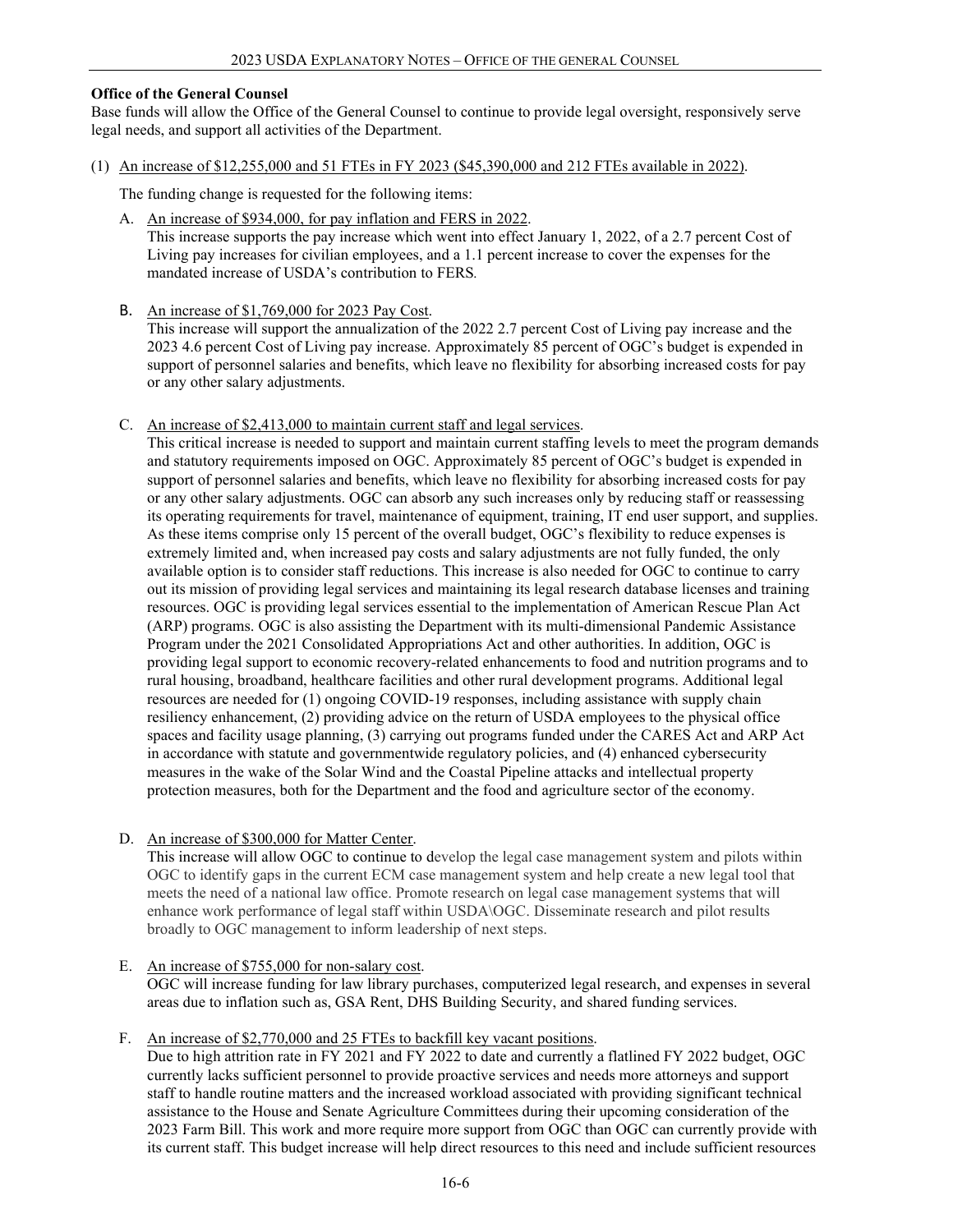**Office of the General Counsel**

Base funds will allow the Office of the General Counsel to continue to provide legal oversight, responsively serve legal needs, and support all activities of the Department.

(1) An increase of $12,255,000 and 51 FTEs in FY 2023 ($45,390,000 and 212 FTEs available in 2022).

The funding change is requested for the following items:

A. An increase of $934,000, for pay inflation and FERS in 2022.
This increase supports the pay increase which went into effect January 1, 2022, of a 2.7 percent Cost of Living pay increases for civilian employees, and a 1.1 percent increase to cover the expenses for the mandated increase of USDA's contribution to FERS.

B. An increase of $1,769,000 for 2023 Pay Cost.
This increase will support the annualization of the 2022 2.7 percent Cost of Living pay increase and the 2023 4.6 percent Cost of Living pay increase. Approximately 85 percent of OGC's budget is expended in support of personnel salaries and benefits, which leave no flexibility for absorbing increased costs for pay or any other salary adjustments.

C. An increase of $2,413,000 to maintain current staff and legal services.
This critical increase is needed to support and maintain current staffing levels to meet the program demands and statutory requirements imposed on OGC. Approximately 85 percent of OGC's budget is expended in support of personnel salaries and benefits, which leave no flexibility for absorbing increased costs for pay or any other salary adjustments. OGC can absorb any such increases only by reducing staff or reassessing its operating requirements for travel, maintenance of equipment, training, IT end user support, and supplies. As these items comprise only 15 percent of the overall budget, OGC's flexibility to reduce expenses is extremely limited and, when increased pay costs and salary adjustments are not fully funded, the only available option is to consider staff reductions. This increase is also needed for OGC to continue to carry out its mission of providing legal services and maintaining its legal research database licenses and training resources. OGC is providing legal services essential to the implementation of American Rescue Plan Act (ARP) programs. OGC is also assisting the Department with its multi-dimensional Pandemic Assistance Program under the 2021 Consolidated Appropriations Act and other authorities. In addition, OGC is providing legal support to economic recovery-related enhancements to food and nutrition programs and to rural housing, broadband, healthcare facilities and other rural development programs. Additional legal resources are needed for (1) ongoing COVID-19 responses, including assistance with supply chain resiliency enhancement, (2) providing advice on the return of USDA employees to the physical office spaces and facility usage planning, (3) carrying out programs funded under the CARES Act and ARP Act in accordance with statute and governmentwide regulatory policies, and (4) enhanced cybersecurity measures in the wake of the Solar Wind and the Coastal Pipeline attacks and intellectual property protection measures, both for the Department and the food and agriculture sector of the economy.

D. An increase of $300,000 for Matter Center.
This increase will allow OGC to continue to develop the legal case management system and pilots within OGC to identify gaps in the current ECM case management system and help create a new legal tool that meets the need of a national law office. Promote research on legal case management systems that will enhance work performance of legal staff within USDA\OGC. Disseminate research and pilot results broadly to OGC management to inform leadership of next steps.

E. An increase of $755,000 for non-salary cost.
OGC will increase funding for law library purchases, computerized legal research, and expenses in several areas due to inflation such as, GSA Rent, DHS Building Security, and shared funding services.

F. An increase of $2,770,000 and 25 FTEs to backfill key vacant positions.
Due to high attrition rate in FY 2021 and FY 2022 to date and currently a flatlined FY 2022 budget, OGC currently lacks sufficient personnel to provide proactive services and needs more attorneys and support staff to handle routine matters and the increased workload associated with providing significant technical assistance to the House and Senate Agriculture Committees during their upcoming consideration of the 2023 Farm Bill. This work and more require more support from OGC than OGC can currently provide with its current staff. This budget increase will help direct resources to this need and include sufficient resources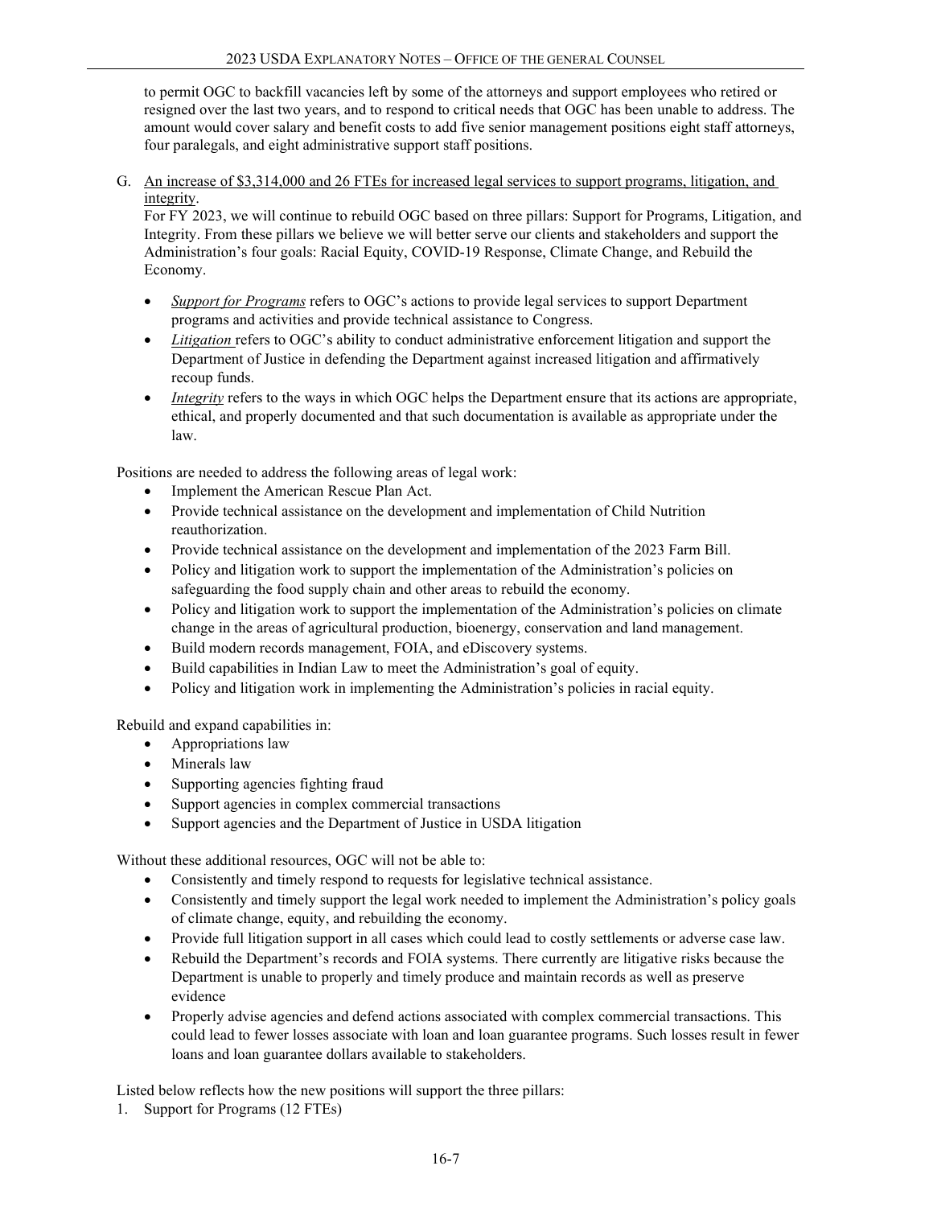to permit OGC to backfill vacancies left by some of the attorneys and support employees who retired or resigned over the last two years, and to respond to critical needs that OGC has been unable to address. The amount would cover salary and benefit costs to add five senior management positions eight staff attorneys, four paralegals, and eight administrative support staff positions.

G. An increase of $3,314,000 and 26 FTEs for increased legal services to support programs, litigation, and integrity.

   For FY 2023, we will continue to rebuild OGC based on three pillars: Support for Programs, Litigation, and Integrity. From these pillars we believe we will better serve our clients and stakeholders and support the Administration's four goals: Racial Equity, COVID-19 Response, Climate Change, and Rebuild the Economy.

   - *Support for Programs* refers to OGC's actions to provide legal services to support Department programs and activities and provide technical assistance to Congress.
   - *Litigation* refers to OGC's ability to conduct administrative enforcement litigation and support the Department of Justice in defending the Department against increased litigation and affirmatively recoup funds.
   - *Integrity* refers to the ways in which OGC helps the Department ensure that its actions are appropriate, ethical, and properly documented and that such documentation is available as appropriate under the law.

Positions are needed to address the following areas of legal work:

- Implement the American Rescue Plan Act.
- Provide technical assistance on the development and implementation of Child Nutrition reauthorization.
- Provide technical assistance on the development and implementation of the 2023 Farm Bill.
- Policy and litigation work to support the implementation of the Administration's policies on safeguarding the food supply chain and other areas to rebuild the economy.
- Policy and litigation work to support the implementation of the Administration's policies on climate change in the areas of agricultural production, bioenergy, conservation and land management.
- Build modern records management, FOIA, and eDiscovery systems.
- Build capabilities in Indian Law to meet the Administration's goal of equity.
- Policy and litigation work in implementing the Administration's policies in racial equity.

Rebuild and expand capabilities in:

- Appropriations law
- Minerals law
- Supporting agencies fighting fraud
- Support agencies in complex commercial transactions
- Support agencies and the Department of Justice in USDA litigation

Without these additional resources, OGC will not be able to:

- Consistently and timely respond to requests for legislative technical assistance.
- Consistently and timely support the legal work needed to implement the Administration's policy goals of climate change, equity, and rebuilding the economy.
- Provide full litigation support in all cases which could lead to costly settlements or adverse case law.
- Rebuild the Department's records and FOIA systems. There currently are litigative risks because the Department is unable to properly and timely produce and maintain records as well as preserve evidence
- Properly advise agencies and defend actions associated with complex commercial transactions. This could lead to fewer losses associate with loan and loan guarantee programs. Such losses result in fewer loans and loan guarantee dollars available to stakeholders.

Listed below reflects how the new positions will support the three pillars:

1. Support for Programs (12 FTEs)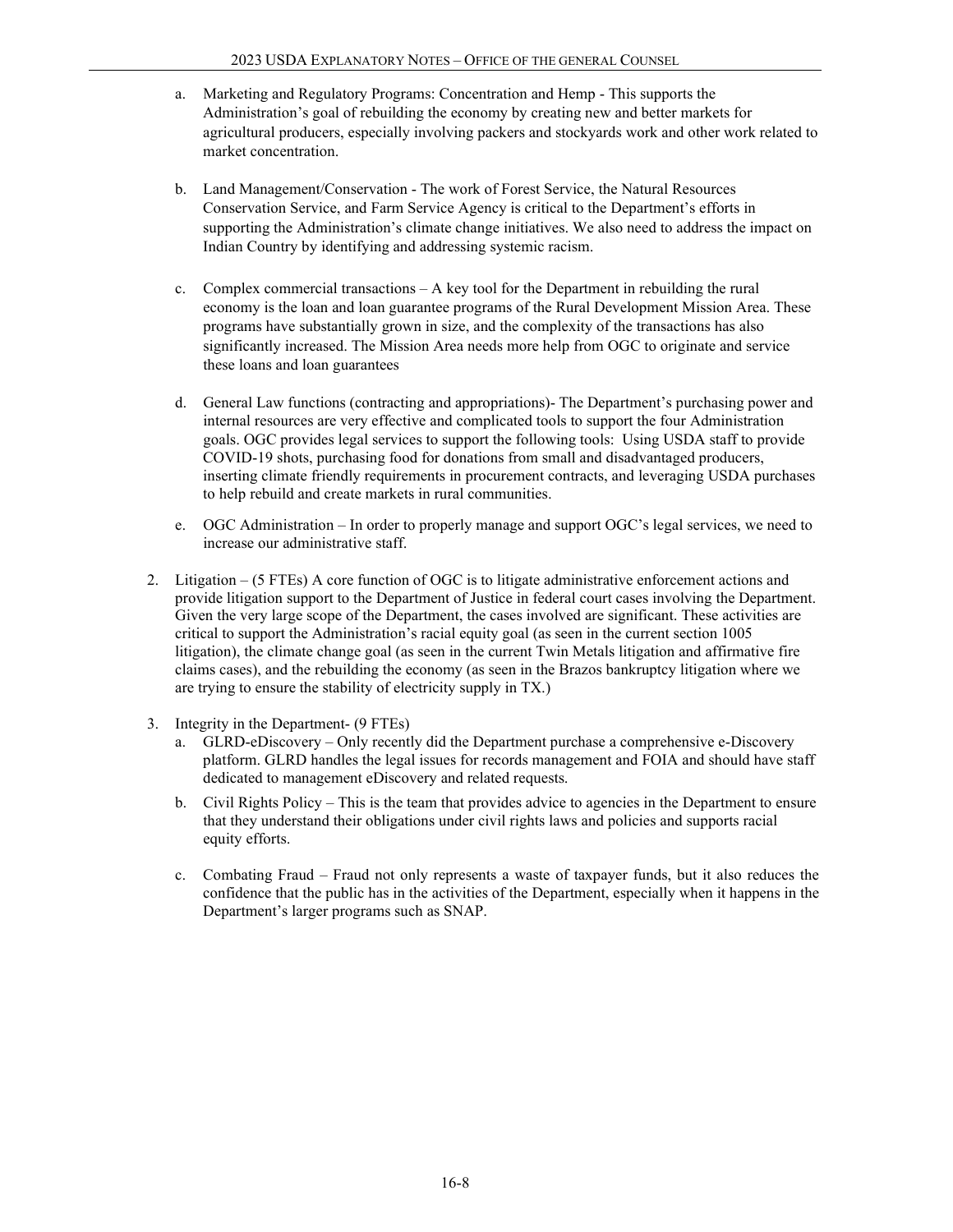a. Marketing and Regulatory Programs: Concentration and Hemp - This supports the Administration's goal of rebuilding the economy by creating new and better markets for agricultural producers, especially involving packers and stockyards work and other work related to market concentration.

b. Land Management/Conservation - The work of Forest Service, the Natural Resources Conservation Service, and Farm Service Agency is critical to the Department's efforts in supporting the Administration's climate change initiatives. We also need to address the impact on Indian Country by identifying and addressing systemic racism.

c. Complex commercial transactions – A key tool for the Department in rebuilding the rural economy is the loan and loan guarantee programs of the Rural Development Mission Area. These programs have substantially grown in size, and the complexity of the transactions has also significantly increased. The Mission Area needs more help from OGC to originate and service these loans and loan guarantees

d. General Law functions (contracting and appropriations)- The Department's purchasing power and internal resources are very effective and complicated tools to support the four Administration goals. OGC provides legal services to support the following tools: Using USDA staff to provide COVID-19 shots, purchasing food for donations from small and disadvantaged producers, inserting climate friendly requirements in procurement contracts, and leveraging USDA purchases to help rebuild and create markets in rural communities.

e. OGC Administration – In order to properly manage and support OGC's legal services, we need to increase our administrative staff.

2. Litigation – (5 FTEs) A core function of OGC is to litigate administrative enforcement actions and provide litigation support to the Department of Justice in federal court cases involving the Department. Given the very large scope of the Department, the cases involved are significant. These activities are critical to support the Administration's racial equity goal (as seen in the current section 1005 litigation), the climate change goal (as seen in the current Twin Metals litigation and affirmative fire claims cases), and the rebuilding the economy (as seen in the Brazos bankruptcy litigation where we are trying to ensure the stability of electricity supply in TX.)

3. Integrity in the Department- (9 FTEs)
   a. GLRD-eDiscovery – Only recently did the Department purchase a comprehensive e-Discovery platform. GLRD handles the legal issues for records management and FOIA and should have staff dedicated to management eDiscovery and related requests.
   b. Civil Rights Policy – This is the team that provides advice to agencies in the Department to ensure that they understand their obligations under civil rights laws and policies and supports racial equity efforts.
   c. Combating Fraud – Fraud not only represents a waste of taxpayer funds, but it also reduces the confidence that the public has in the activities of the Department, especially when it happens in the Department's larger programs such as SNAP.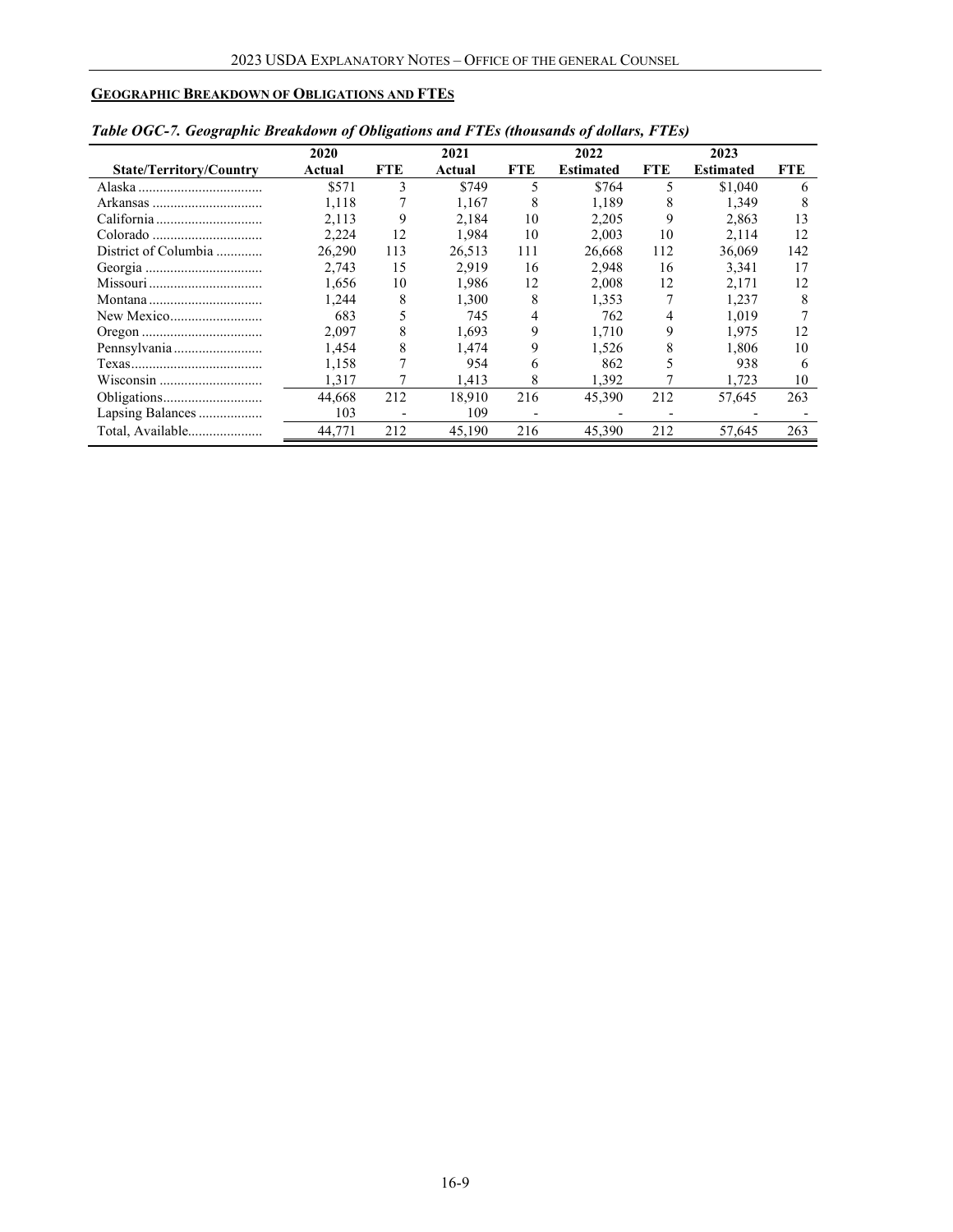## GEOGRAPHIC BREAKDOWN OF OBLIGATIONS AND FTES

*Table OGC-7. Geographic Breakdown of Obligations and FTEs (thousands of dollars, FTEs)*

| State/Territory/Country | 2020 Actual | FTE | 2021 Actual | FTE | 2022 Estimated | FTE | 2023 Estimated | FTE |
|---|---|---|---|---|---|---|---|---|
| Alaska | $571 | 3 | $749 | 5 | $764 | 5 | $1,040 | 6 |
| Arkansas | 1,118 | 7 | 1,167 | 8 | 1,189 | 8 | 1,349 | 8 |
| California | 2,113 | 9 | 2,184 | 10 | 2,205 | 9 | 2,863 | 13 |
| Colorado | 2,224 | 12 | 1,984 | 10 | 2,003 | 10 | 2,114 | 12 |
| District of Columbia | 26,290 | 113 | 26,513 | 111 | 26,668 | 112 | 36,069 | 142 |
| Georgia | 2,743 | 15 | 2,919 | 16 | 2,948 | 16 | 3,341 | 17 |
| Missouri | 1,656 | 10 | 1,986 | 12 | 2,008 | 12 | 2,171 | 12 |
| Montana | 1,244 | 8 | 1,300 | 8 | 1,353 | 7 | 1,237 | 8 |
| New Mexico | 683 | 5 | 745 | 4 | 762 | 4 | 1,019 | 7 |
| Oregon | 2,097 | 8 | 1,693 | 9 | 1,710 | 9 | 1,975 | 12 |
| Pennsylvania | 1,454 | 8 | 1,474 | 9 | 1,526 | 8 | 1,806 | 10 |
| Texas | 1,158 | 7 | 954 | 6 | 862 | 5 | 938 | 6 |
| Wisconsin | 1,317 | 7 | 1,413 | 8 | 1,392 | 7 | 1,723 | 10 |
| Obligations | 44,668 | 212 | 18,910 | 216 | 45,390 | 212 | 57,645 | 263 |
| Lapsing Balances | 103 | - | 109 | - | - | - | - | - |
| Total, Available | 44,771 | 212 | 45,190 | 216 | 45,390 | 212 | 57,645 | 263 |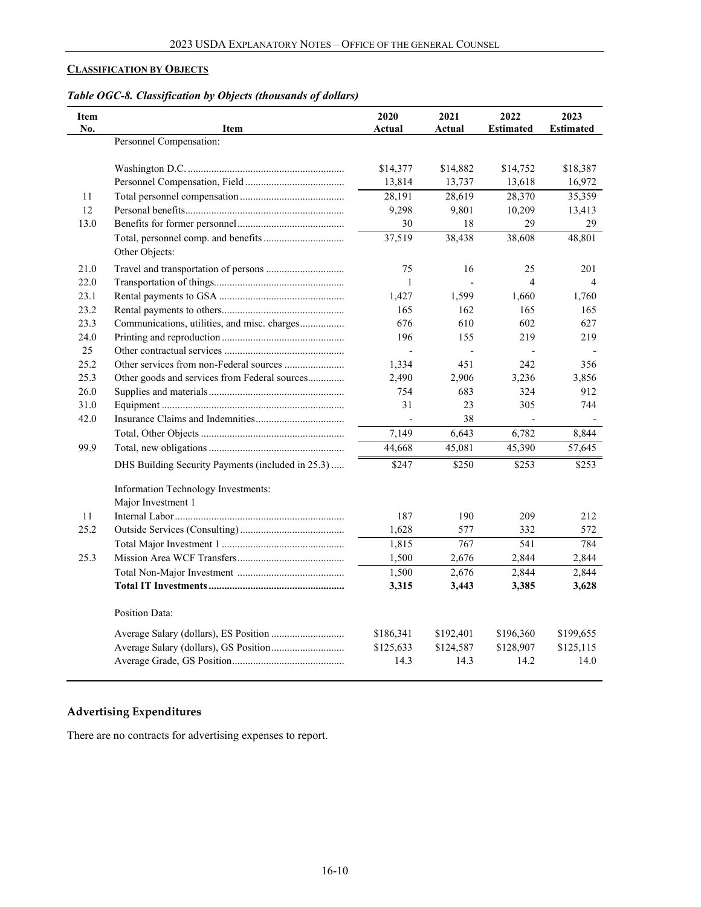**CLASSIFICATION BY OBJECTS**

*Table OGC-8. Classification by Objects (thousands of dollars)*

| Item No. | Item | 2020 Actual | 2021 Actual | 2022 Estimated | 2023 Estimated |
|---|---|---|---|---|---|
| | Personnel Compensation: | | | | |
| | Washington D.C. | $14,377 | $14,882 | $14,752 | $18,387 |
| | Personnel Compensation, Field | 13,814 | 13,737 | 13,618 | 16,972 |
| 11 | Total personnel compensation | 28,191 | 28,619 | 28,370 | 35,359 |
| 12 | Personal benefits | 9,298 | 9,801 | 10,209 | 13,413 |
| 13.0 | Benefits for former personnel | 30 | 18 | 29 | 29 |
| | Total, personnel comp. and benefits | 37,519 | 38,438 | 38,608 | 48,801 |
| | Other Objects: | | | | |
| 21.0 | Travel and transportation of persons | 75 | 16 | 25 | 201 |
| 22.0 | Transportation of things | 1 | - | 4 | 4 |
| 23.1 | Rental payments to GSA | 1,427 | 1,599 | 1,660 | 1,760 |
| 23.2 | Rental payments to others | 165 | 162 | 165 | 165 |
| 23.3 | Communications, utilities, and misc. charges | 676 | 610 | 602 | 627 |
| 24.0 | Printing and reproduction | 196 | 155 | 219 | 219 |
| 25 | Other contractual services | - | - | - | - |
| 25.2 | Other services from non-Federal sources | 1,334 | 451 | 242 | 356 |
| 25.3 | Other goods and services from Federal sources | 2,490 | 2,906 | 3,236 | 3,856 |
| 26.0 | Supplies and materials | 754 | 683 | 324 | 912 |
| 31.0 | Equipment | 31 | 23 | 305 | 744 |
| 42.0 | Insurance Claims and Indemnities | - | 38 | - | - |
| | Total, Other Objects | 7,149 | 6,643 | 6,782 | 8,844 |
| 99.9 | Total, new obligations | 44,668 | 45,081 | 45,390 | 57,645 |
| | DHS Building Security Payments (included in 25.3) | $247 | $250 | $253 | $253 |
| | Information Technology Investments: | | | | |
| | Major Investment 1 | | | | |
| 11 | Internal Labor | 187 | 190 | 209 | 212 |
| 25.2 | Outside Services (Consulting) | 1,628 | 577 | 332 | 572 |
| | Total Major Investment 1 | 1,815 | 767 | 541 | 784 |
| 25.3 | Mission Area WCF Transfers | 1,500 | 2,676 | 2,844 | 2,844 |
| | Total Non-Major Investment | 1,500 | 2,676 | 2,844 | 2,844 |
| | **Total IT Investments** | **3,315** | **3,443** | **3,385** | **3,628** |
| | Position Data: | | | | |
| | Average Salary (dollars), ES Position | $186,341 | $192,401 | $196,360 | $199,655 |
| | Average Salary (dollars), GS Position | $125,633 | $124,587 | $128,907 | $125,115 |
| | Average Grade, GS Position | 14.3 | 14.3 | 14.2 | 14.0 |

## Advertising Expenditures

There are no contracts for advertising expenses to report.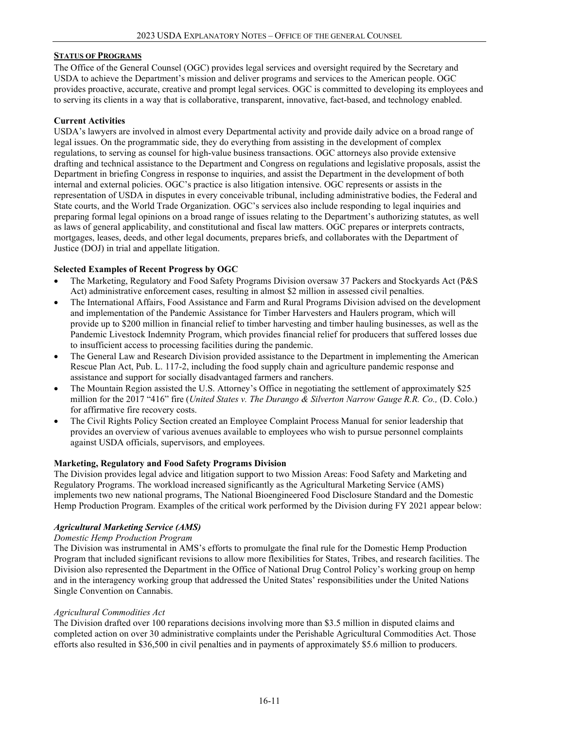**STATUS OF PROGRAMS**

The Office of the General Counsel (OGC) provides legal services and oversight required by the Secretary and USDA to achieve the Department's mission and deliver programs and services to the American people. OGC provides proactive, accurate, creative and prompt legal services. OGC is committed to developing its employees and to serving its clients in a way that is collaborative, transparent, innovative, fact-based, and technology enabled.

**Current Activities**

USDA's lawyers are involved in almost every Departmental activity and provide daily advice on a broad range of legal issues. On the programmatic side, they do everything from assisting in the development of complex regulations, to serving as counsel for high-value business transactions. OGC attorneys also provide extensive drafting and technical assistance to the Department and Congress on regulations and legislative proposals, assist the Department in briefing Congress in response to inquiries, and assist the Department in the development of both internal and external policies. OGC's practice is also litigation intensive. OGC represents or assists in the representation of USDA in disputes in every conceivable tribunal, including administrative bodies, the Federal and State courts, and the World Trade Organization. OGC's services also include responding to legal inquiries and preparing formal legal opinions on a broad range of issues relating to the Department's authorizing statutes, as well as laws of general applicability, and constitutional and fiscal law matters. OGC prepares or interprets contracts, mortgages, leases, deeds, and other legal documents, prepares briefs, and collaborates with the Department of Justice (DOJ) in trial and appellate litigation.

**Selected Examples of Recent Progress by OGC**

- The Marketing, Regulatory and Food Safety Programs Division oversaw 37 Packers and Stockyards Act (P&S Act) administrative enforcement cases, resulting in almost $2 million in assessed civil penalties.
- The International Affairs, Food Assistance and Farm and Rural Programs Division advised on the development and implementation of the Pandemic Assistance for Timber Harvesters and Haulers program, which will provide up to $200 million in financial relief to timber harvesting and timber hauling businesses, as well as the Pandemic Livestock Indemnity Program, which provides financial relief for producers that suffered losses due to insufficient access to processing facilities during the pandemic.
- The General Law and Research Division provided assistance to the Department in implementing the American Rescue Plan Act, Pub. L. 117-2, including the food supply chain and agriculture pandemic response and assistance and support for socially disadvantaged farmers and ranchers.
- The Mountain Region assisted the U.S. Attorney's Office in negotiating the settlement of approximately $25 million for the 2017 "416" fire (*United States v. The Durango & Silverton Narrow Gauge R.R. Co.,* (D. Colo.) for affirmative fire recovery costs.
- The Civil Rights Policy Section created an Employee Complaint Process Manual for senior leadership that provides an overview of various avenues available to employees who wish to pursue personnel complaints against USDA officials, supervisors, and employees.

**Marketing, Regulatory and Food Safety Programs Division**

The Division provides legal advice and litigation support to two Mission Areas: Food Safety and Marketing and Regulatory Programs. The workload increased significantly as the Agricultural Marketing Service (AMS) implements two new national programs, The National Bioengineered Food Disclosure Standard and the Domestic Hemp Production Program. Examples of the critical work performed by the Division during FY 2021 appear below:

***Agricultural Marketing Service (AMS)***

*Domestic Hemp Production Program*

The Division was instrumental in AMS's efforts to promulgate the final rule for the Domestic Hemp Production Program that included significant revisions to allow more flexibilities for States, Tribes, and research facilities. The Division also represented the Department in the Office of National Drug Control Policy's working group on hemp and in the interagency working group that addressed the United States' responsibilities under the United Nations Single Convention on Cannabis.

*Agricultural Commodities Act*

The Division drafted over 100 reparations decisions involving more than $3.5 million in disputed claims and completed action on over 30 administrative complaints under the Perishable Agricultural Commodities Act. Those efforts also resulted in $36,500 in civil penalties and in payments of approximately $5.6 million to producers.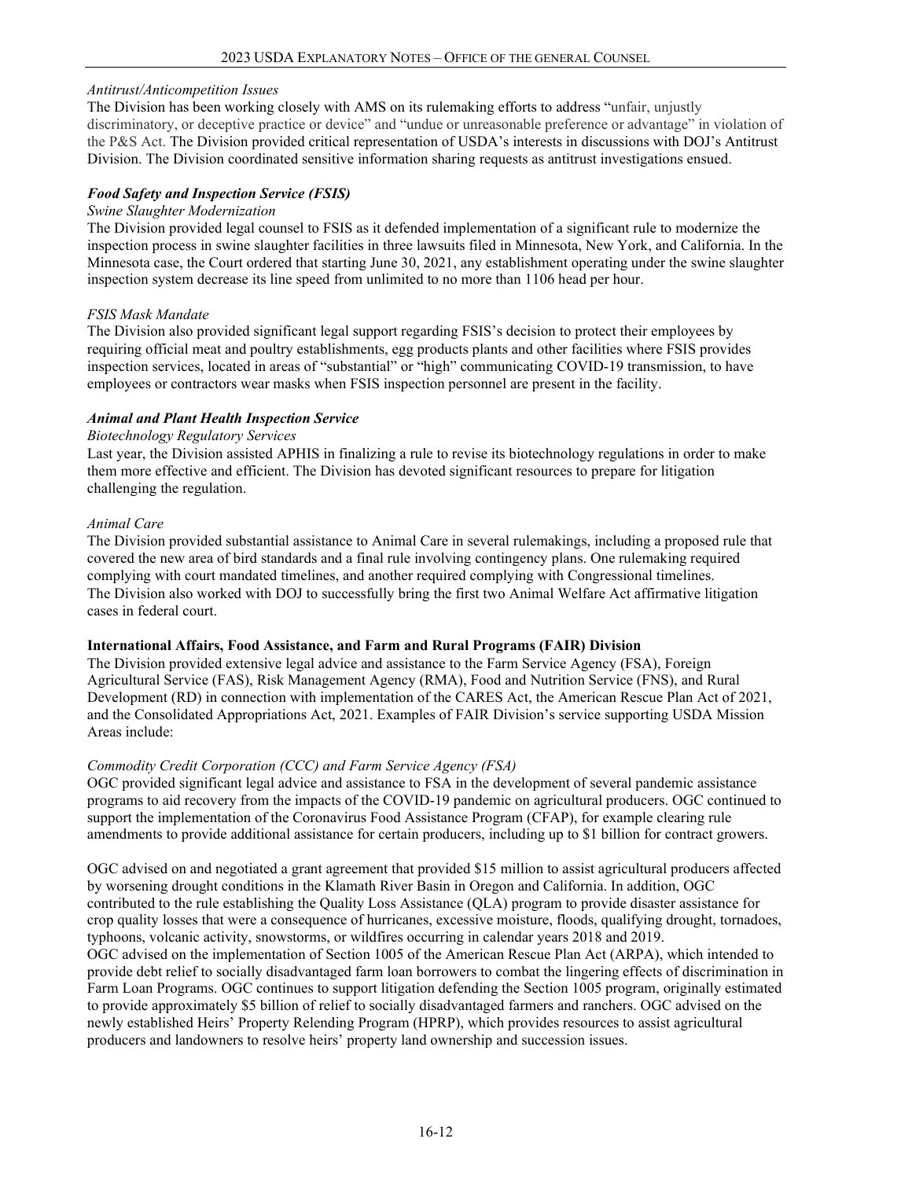*Antitrust/Anticompetition Issues*

The Division has been working closely with AMS on its rulemaking efforts to address "unfair, unjustly discriminatory, or deceptive practice or device" and "undue or unreasonable preference or advantage" in violation of the P&S Act. The Division provided critical representation of USDA's interests in discussions with DOJ's Antitrust Division. The Division coordinated sensitive information sharing requests as antitrust investigations ensued.

***Food Safety and Inspection Service (FSIS)***

*Swine Slaughter Modernization*

The Division provided legal counsel to FSIS as it defended implementation of a significant rule to modernize the inspection process in swine slaughter facilities in three lawsuits filed in Minnesota, New York, and California. In the Minnesota case, the Court ordered that starting June 30, 2021, any establishment operating under the swine slaughter inspection system decrease its line speed from unlimited to no more than 1106 head per hour.

*FSIS Mask Mandate*

The Division also provided significant legal support regarding FSIS's decision to protect their employees by requiring official meat and poultry establishments, egg products plants and other facilities where FSIS provides inspection services, located in areas of "substantial" or "high" communicating COVID-19 transmission, to have employees or contractors wear masks when FSIS inspection personnel are present in the facility.

***Animal and Plant Health Inspection Service***

*Biotechnology Regulatory Services*

Last year, the Division assisted APHIS in finalizing a rule to revise its biotechnology regulations in order to make them more effective and efficient. The Division has devoted significant resources to prepare for litigation challenging the regulation.

*Animal Care*

The Division provided substantial assistance to Animal Care in several rulemakings, including a proposed rule that covered the new area of bird standards and a final rule involving contingency plans. One rulemaking required complying with court mandated timelines, and another required complying with Congressional timelines. The Division also worked with DOJ to successfully bring the first two Animal Welfare Act affirmative litigation cases in federal court.

**International Affairs, Food Assistance, and Farm and Rural Programs (FAIR) Division**

The Division provided extensive legal advice and assistance to the Farm Service Agency (FSA), Foreign Agricultural Service (FAS), Risk Management Agency (RMA), Food and Nutrition Service (FNS), and Rural Development (RD) in connection with implementation of the CARES Act, the American Rescue Plan Act of 2021, and the Consolidated Appropriations Act, 2021. Examples of FAIR Division's service supporting USDA Mission Areas include:

*Commodity Credit Corporation (CCC) and Farm Service Agency (FSA)*

OGC provided significant legal advice and assistance to FSA in the development of several pandemic assistance programs to aid recovery from the impacts of the COVID-19 pandemic on agricultural producers. OGC continued to support the implementation of the Coronavirus Food Assistance Program (CFAP), for example clearing rule amendments to provide additional assistance for certain producers, including up to $1 billion for contract growers.

OGC advised on and negotiated a grant agreement that provided $15 million to assist agricultural producers affected by worsening drought conditions in the Klamath River Basin in Oregon and California. In addition, OGC contributed to the rule establishing the Quality Loss Assistance (QLA) program to provide disaster assistance for crop quality losses that were a consequence of hurricanes, excessive moisture, floods, qualifying drought, tornadoes, typhoons, volcanic activity, snowstorms, or wildfires occurring in calendar years 2018 and 2019.
OGC advised on the implementation of Section 1005 of the American Rescue Plan Act (ARPA), which intended to provide debt relief to socially disadvantaged farm loan borrowers to combat the lingering effects of discrimination in Farm Loan Programs. OGC continues to support litigation defending the Section 1005 program, originally estimated to provide approximately $5 billion of relief to socially disadvantaged farmers and ranchers. OGC advised on the newly established Heirs' Property Relending Program (HPRP), which provides resources to assist agricultural producers and landowners to resolve heirs' property land ownership and succession issues.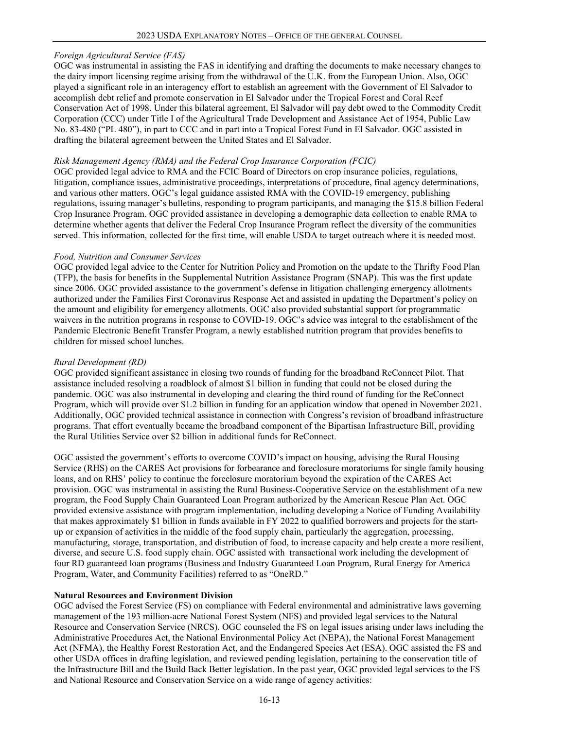*Foreign Agricultural Service (FAS)*

OGC was instrumental in assisting the FAS in identifying and drafting the documents to make necessary changes to the dairy import licensing regime arising from the withdrawal of the U.K. from the European Union. Also, OGC played a significant role in an interagency effort to establish an agreement with the Government of El Salvador to accomplish debt relief and promote conservation in El Salvador under the Tropical Forest and Coral Reef Conservation Act of 1998. Under this bilateral agreement, El Salvador will pay debt owed to the Commodity Credit Corporation (CCC) under Title I of the Agricultural Trade Development and Assistance Act of 1954, Public Law No. 83-480 ("PL 480"), in part to CCC and in part into a Tropical Forest Fund in El Salvador. OGC assisted in drafting the bilateral agreement between the United States and El Salvador.

*Risk Management Agency (RMA) and the Federal Crop Insurance Corporation (FCIC)*

OGC provided legal advice to RMA and the FCIC Board of Directors on crop insurance policies, regulations, litigation, compliance issues, administrative proceedings, interpretations of procedure, final agency determinations, and various other matters. OGC's legal guidance assisted RMA with the COVID-19 emergency, publishing regulations, issuing manager's bulletins, responding to program participants, and managing the $15.8 billion Federal Crop Insurance Program. OGC provided assistance in developing a demographic data collection to enable RMA to determine whether agents that deliver the Federal Crop Insurance Program reflect the diversity of the communities served. This information, collected for the first time, will enable USDA to target outreach where it is needed most.

*Food, Nutrition and Consumer Services*

OGC provided legal advice to the Center for Nutrition Policy and Promotion on the update to the Thrifty Food Plan (TFP), the basis for benefits in the Supplemental Nutrition Assistance Program (SNAP). This was the first update since 2006. OGC provided assistance to the government's defense in litigation challenging emergency allotments authorized under the Families First Coronavirus Response Act and assisted in updating the Department's policy on the amount and eligibility for emergency allotments. OGC also provided substantial support for programmatic waivers in the nutrition programs in response to COVID-19. OGC's advice was integral to the establishment of the Pandemic Electronic Benefit Transfer Program, a newly established nutrition program that provides benefits to children for missed school lunches.

*Rural Development (RD)*

OGC provided significant assistance in closing two rounds of funding for the broadband ReConnect Pilot. That assistance included resolving a roadblock of almost $1 billion in funding that could not be closed during the pandemic. OGC was also instrumental in developing and clearing the third round of funding for the ReConnect Program, which will provide over $1.2 billion in funding for an application window that opened in November 2021. Additionally, OGC provided technical assistance in connection with Congress's revision of broadband infrastructure programs. That effort eventually became the broadband component of the Bipartisan Infrastructure Bill, providing the Rural Utilities Service over $2 billion in additional funds for ReConnect.

OGC assisted the government's efforts to overcome COVID's impact on housing, advising the Rural Housing Service (RHS) on the CARES Act provisions for forbearance and foreclosure moratoriums for single family housing loans, and on RHS' policy to continue the foreclosure moratorium beyond the expiration of the CARES Act provision. OGC was instrumental in assisting the Rural Business-Cooperative Service on the establishment of a new program, the Food Supply Chain Guaranteed Loan Program authorized by the American Rescue Plan Act. OGC provided extensive assistance with program implementation, including developing a Notice of Funding Availability that makes approximately $1 billion in funds available in FY 2022 to qualified borrowers and projects for the start-up or expansion of activities in the middle of the food supply chain, particularly the aggregation, processing, manufacturing, storage, transportation, and distribution of food, to increase capacity and help create a more resilient, diverse, and secure U.S. food supply chain. OGC assisted with transactional work including the development of four RD guaranteed loan programs (Business and Industry Guaranteed Loan Program, Rural Energy for America Program, Water, and Community Facilities) referred to as "OneRD."

**Natural Resources and Environment Division**

OGC advised the Forest Service (FS) on compliance with Federal environmental and administrative laws governing management of the 193 million-acre National Forest System (NFS) and provided legal services to the Natural Resource and Conservation Service (NRCS). OGC counseled the FS on legal issues arising under laws including the Administrative Procedures Act, the National Environmental Policy Act (NEPA), the National Forest Management Act (NFMA), the Healthy Forest Restoration Act, and the Endangered Species Act (ESA). OGC assisted the FS and other USDA offices in drafting legislation, and reviewed pending legislation, pertaining to the conservation title of the Infrastructure Bill and the Build Back Better legislation. In the past year, OGC provided legal services to the FS and National Resource and Conservation Service on a wide range of agency activities: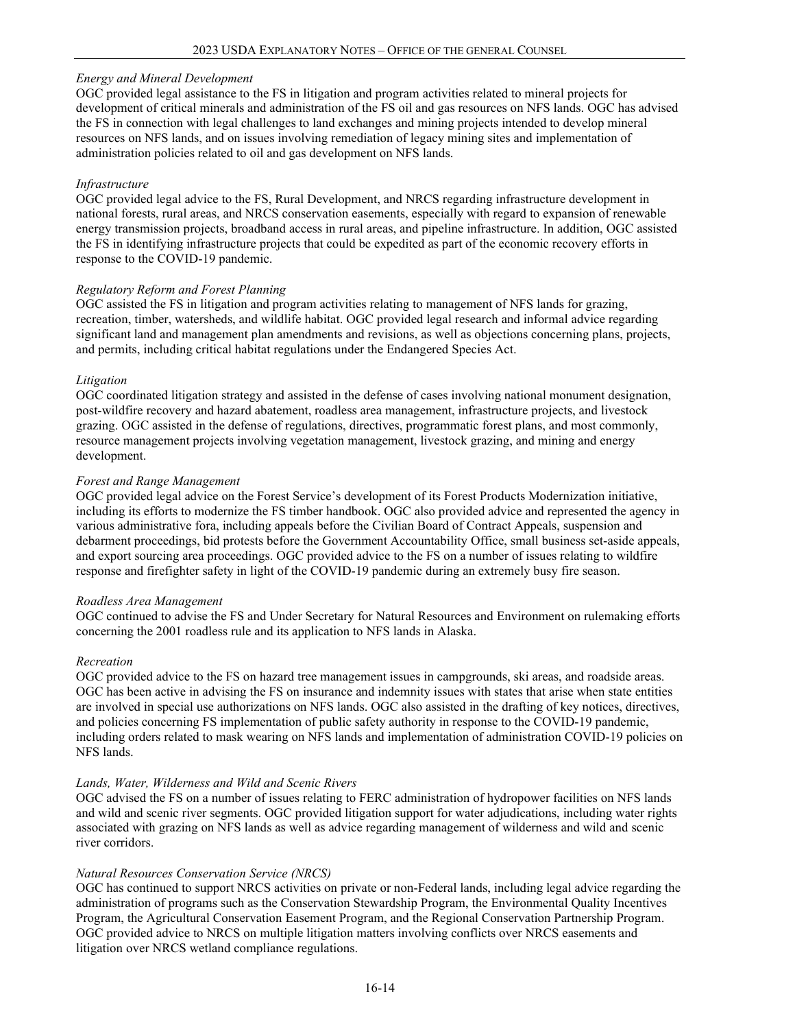*Energy and Mineral Development*

OGC provided legal assistance to the FS in litigation and program activities related to mineral projects for development of critical minerals and administration of the FS oil and gas resources on NFS lands. OGC has advised the FS in connection with legal challenges to land exchanges and mining projects intended to develop mineral resources on NFS lands, and on issues involving remediation of legacy mining sites and implementation of administration policies related to oil and gas development on NFS lands.

*Infrastructure*

OGC provided legal advice to the FS, Rural Development, and NRCS regarding infrastructure development in national forests, rural areas, and NRCS conservation easements, especially with regard to expansion of renewable energy transmission projects, broadband access in rural areas, and pipeline infrastructure. In addition, OGC assisted the FS in identifying infrastructure projects that could be expedited as part of the economic recovery efforts in response to the COVID-19 pandemic.

*Regulatory Reform and Forest Planning*

OGC assisted the FS in litigation and program activities relating to management of NFS lands for grazing, recreation, timber, watersheds, and wildlife habitat. OGC provided legal research and informal advice regarding significant land and management plan amendments and revisions, as well as objections concerning plans, projects, and permits, including critical habitat regulations under the Endangered Species Act.

*Litigation*

OGC coordinated litigation strategy and assisted in the defense of cases involving national monument designation, post-wildfire recovery and hazard abatement, roadless area management, infrastructure projects, and livestock grazing. OGC assisted in the defense of regulations, directives, programmatic forest plans, and most commonly, resource management projects involving vegetation management, livestock grazing, and mining and energy development.

*Forest and Range Management*

OGC provided legal advice on the Forest Service's development of its Forest Products Modernization initiative, including its efforts to modernize the FS timber handbook. OGC also provided advice and represented the agency in various administrative fora, including appeals before the Civilian Board of Contract Appeals, suspension and debarment proceedings, bid protests before the Government Accountability Office, small business set-aside appeals, and export sourcing area proceedings. OGC provided advice to the FS on a number of issues relating to wildfire response and firefighter safety in light of the COVID-19 pandemic during an extremely busy fire season.

*Roadless Area Management*

OGC continued to advise the FS and Under Secretary for Natural Resources and Environment on rulemaking efforts concerning the 2001 roadless rule and its application to NFS lands in Alaska.

*Recreation*

OGC provided advice to the FS on hazard tree management issues in campgrounds, ski areas, and roadside areas. OGC has been active in advising the FS on insurance and indemnity issues with states that arise when state entities are involved in special use authorizations on NFS lands. OGC also assisted in the drafting of key notices, directives, and policies concerning FS implementation of public safety authority in response to the COVID-19 pandemic, including orders related to mask wearing on NFS lands and implementation of administration COVID-19 policies on NFS lands.

*Lands, Water, Wilderness and Wild and Scenic Rivers*

OGC advised the FS on a number of issues relating to FERC administration of hydropower facilities on NFS lands and wild and scenic river segments. OGC provided litigation support for water adjudications, including water rights associated with grazing on NFS lands as well as advice regarding management of wilderness and wild and scenic river corridors.

*Natural Resources Conservation Service (NRCS)*

OGC has continued to support NRCS activities on private or non-Federal lands, including legal advice regarding the administration of programs such as the Conservation Stewardship Program, the Environmental Quality Incentives Program, the Agricultural Conservation Easement Program, and the Regional Conservation Partnership Program. OGC provided advice to NRCS on multiple litigation matters involving conflicts over NRCS easements and litigation over NRCS wetland compliance regulations.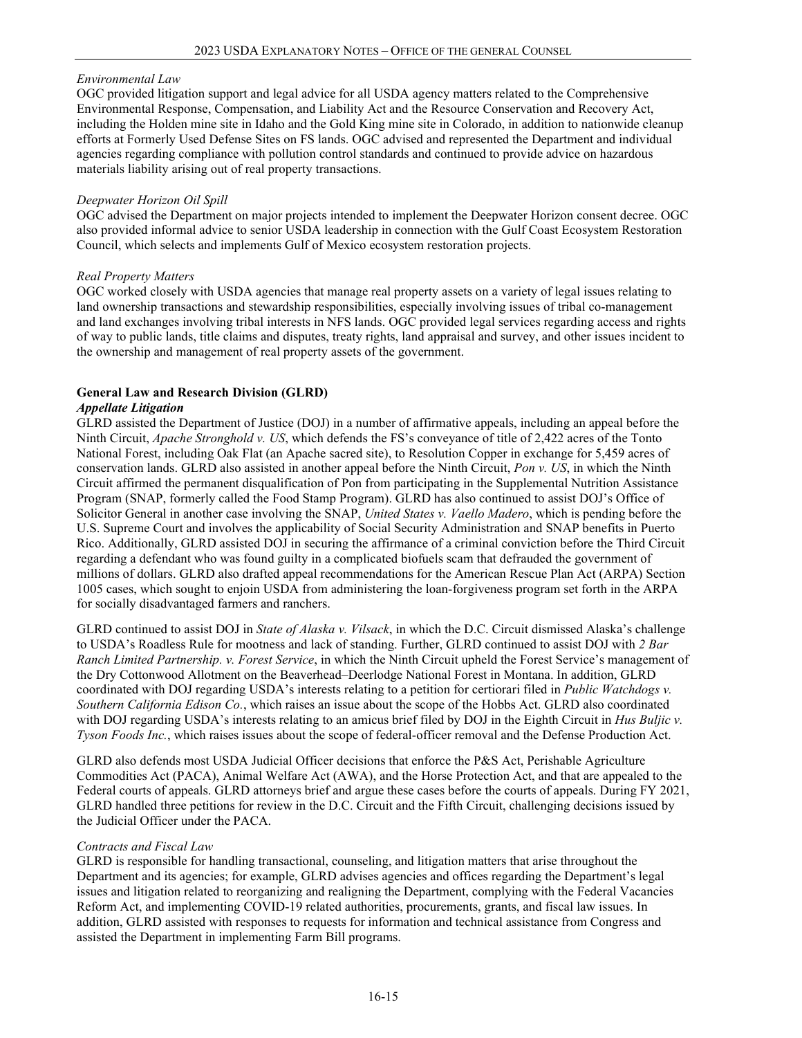*Environmental Law*

OGC provided litigation support and legal advice for all USDA agency matters related to the Comprehensive Environmental Response, Compensation, and Liability Act and the Resource Conservation and Recovery Act, including the Holden mine site in Idaho and the Gold King mine site in Colorado, in addition to nationwide cleanup efforts at Formerly Used Defense Sites on FS lands. OGC advised and represented the Department and individual agencies regarding compliance with pollution control standards and continued to provide advice on hazardous materials liability arising out of real property transactions.

*Deepwater Horizon Oil Spill*

OGC advised the Department on major projects intended to implement the Deepwater Horizon consent decree. OGC also provided informal advice to senior USDA leadership in connection with the Gulf Coast Ecosystem Restoration Council, which selects and implements Gulf of Mexico ecosystem restoration projects.

*Real Property Matters*

OGC worked closely with USDA agencies that manage real property assets on a variety of legal issues relating to land ownership transactions and stewardship responsibilities, especially involving issues of tribal co-management and land exchanges involving tribal interests in NFS lands. OGC provided legal services regarding access and rights of way to public lands, title claims and disputes, treaty rights, land appraisal and survey, and other issues incident to the ownership and management of real property assets of the government.

**General Law and Research Division (GLRD)**

***Appellate Litigation***

GLRD assisted the Department of Justice (DOJ) in a number of affirmative appeals, including an appeal before the Ninth Circuit, *Apache Stronghold v. US*, which defends the FS's conveyance of title of 2,422 acres of the Tonto National Forest, including Oak Flat (an Apache sacred site), to Resolution Copper in exchange for 5,459 acres of conservation lands. GLRD also assisted in another appeal before the Ninth Circuit, *Pon v. US*, in which the Ninth Circuit affirmed the permanent disqualification of Pon from participating in the Supplemental Nutrition Assistance Program (SNAP, formerly called the Food Stamp Program). GLRD has also continued to assist DOJ's Office of Solicitor General in another case involving the SNAP, *United States v. Vaello Madero*, which is pending before the U.S. Supreme Court and involves the applicability of Social Security Administration and SNAP benefits in Puerto Rico. Additionally, GLRD assisted DOJ in securing the affirmance of a criminal conviction before the Third Circuit regarding a defendant who was found guilty in a complicated biofuels scam that defrauded the government of millions of dollars. GLRD also drafted appeal recommendations for the American Rescue Plan Act (ARPA) Section 1005 cases, which sought to enjoin USDA from administering the loan-forgiveness program set forth in the ARPA for socially disadvantaged farmers and ranchers.

GLRD continued to assist DOJ in *State of Alaska v. Vilsack*, in which the D.C. Circuit dismissed Alaska's challenge to USDA's Roadless Rule for mootness and lack of standing. Further, GLRD continued to assist DOJ with *2 Bar Ranch Limited Partnership. v. Forest Service*, in which the Ninth Circuit upheld the Forest Service's management of the Dry Cottonwood Allotment on the Beaverhead–Deerlodge National Forest in Montana. In addition, GLRD coordinated with DOJ regarding USDA's interests relating to a petition for certiorari filed in *Public Watchdogs v. Southern California Edison Co.*, which raises an issue about the scope of the Hobbs Act. GLRD also coordinated with DOJ regarding USDA's interests relating to an amicus brief filed by DOJ in the Eighth Circuit in *Hus Buljic v. Tyson Foods Inc.*, which raises issues about the scope of federal-officer removal and the Defense Production Act.

GLRD also defends most USDA Judicial Officer decisions that enforce the P&S Act, Perishable Agriculture Commodities Act (PACA), Animal Welfare Act (AWA), and the Horse Protection Act, and that are appealed to the Federal courts of appeals. GLRD attorneys brief and argue these cases before the courts of appeals. During FY 2021, GLRD handled three petitions for review in the D.C. Circuit and the Fifth Circuit, challenging decisions issued by the Judicial Officer under the PACA.

*Contracts and Fiscal Law*

GLRD is responsible for handling transactional, counseling, and litigation matters that arise throughout the Department and its agencies; for example, GLRD advises agencies and offices regarding the Department's legal issues and litigation related to reorganizing and realigning the Department, complying with the Federal Vacancies Reform Act, and implementing COVID-19 related authorities, procurements, grants, and fiscal law issues. In addition, GLRD assisted with responses to requests for information and technical assistance from Congress and assisted the Department in implementing Farm Bill programs.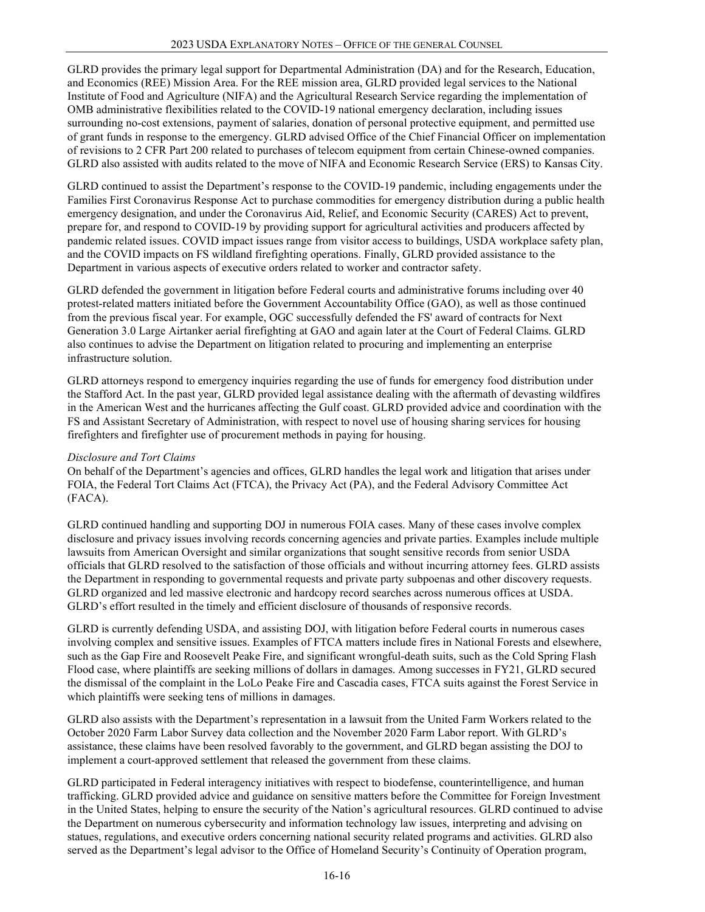GLRD provides the primary legal support for Departmental Administration (DA) and for the Research, Education, and Economics (REE) Mission Area. For the REE mission area, GLRD provided legal services to the National Institute of Food and Agriculture (NIFA) and the Agricultural Research Service regarding the implementation of OMB administrative flexibilities related to the COVID-19 national emergency declaration, including issues surrounding no-cost extensions, payment of salaries, donation of personal protective equipment, and permitted use of grant funds in response to the emergency. GLRD advised Office of the Chief Financial Officer on implementation of revisions to 2 CFR Part 200 related to purchases of telecom equipment from certain Chinese-owned companies. GLRD also assisted with audits related to the move of NIFA and Economic Research Service (ERS) to Kansas City.

GLRD continued to assist the Department's response to the COVID-19 pandemic, including engagements under the Families First Coronavirus Response Act to purchase commodities for emergency distribution during a public health emergency designation, and under the Coronavirus Aid, Relief, and Economic Security (CARES) Act to prevent, prepare for, and respond to COVID-19 by providing support for agricultural activities and producers affected by pandemic related issues. COVID impact issues range from visitor access to buildings, USDA workplace safety plan, and the COVID impacts on FS wildland firefighting operations. Finally, GLRD provided assistance to the Department in various aspects of executive orders related to worker and contractor safety.

GLRD defended the government in litigation before Federal courts and administrative forums including over 40 protest-related matters initiated before the Government Accountability Office (GAO), as well as those continued from the previous fiscal year. For example, OGC successfully defended the FS' award of contracts for Next Generation 3.0 Large Airtanker aerial firefighting at GAO and again later at the Court of Federal Claims. GLRD also continues to advise the Department on litigation related to procuring and implementing an enterprise infrastructure solution.

GLRD attorneys respond to emergency inquiries regarding the use of funds for emergency food distribution under the Stafford Act. In the past year, GLRD provided legal assistance dealing with the aftermath of devasting wildfires in the American West and the hurricanes affecting the Gulf coast. GLRD provided advice and coordination with the FS and Assistant Secretary of Administration, with respect to novel use of housing sharing services for housing firefighters and firefighter use of procurement methods in paying for housing.

*Disclosure and Tort Claims*

On behalf of the Department's agencies and offices, GLRD handles the legal work and litigation that arises under FOIA, the Federal Tort Claims Act (FTCA), the Privacy Act (PA), and the Federal Advisory Committee Act (FACA).

GLRD continued handling and supporting DOJ in numerous FOIA cases. Many of these cases involve complex disclosure and privacy issues involving records concerning agencies and private parties. Examples include multiple lawsuits from American Oversight and similar organizations that sought sensitive records from senior USDA officials that GLRD resolved to the satisfaction of those officials and without incurring attorney fees. GLRD assists the Department in responding to governmental requests and private party subpoenas and other discovery requests. GLRD organized and led massive electronic and hardcopy record searches across numerous offices at USDA. GLRD's effort resulted in the timely and efficient disclosure of thousands of responsive records.

GLRD is currently defending USDA, and assisting DOJ, with litigation before Federal courts in numerous cases involving complex and sensitive issues. Examples of FTCA matters include fires in National Forests and elsewhere, such as the Gap Fire and Roosevelt Peake Fire, and significant wrongful-death suits, such as the Cold Spring Flash Flood case, where plaintiffs are seeking millions of dollars in damages. Among successes in FY21, GLRD secured the dismissal of the complaint in the LoLo Peake Fire and Cascadia cases, FTCA suits against the Forest Service in which plaintiffs were seeking tens of millions in damages.

GLRD also assists with the Department's representation in a lawsuit from the United Farm Workers related to the October 2020 Farm Labor Survey data collection and the November 2020 Farm Labor report. With GLRD's assistance, these claims have been resolved favorably to the government, and GLRD began assisting the DOJ to implement a court-approved settlement that released the government from these claims.

GLRD participated in Federal interagency initiatives with respect to biodefense, counterintelligence, and human trafficking. GLRD provided advice and guidance on sensitive matters before the Committee for Foreign Investment in the United States, helping to ensure the security of the Nation's agricultural resources. GLRD continued to advise the Department on numerous cybersecurity and information technology law issues, interpreting and advising on statues, regulations, and executive orders concerning national security related programs and activities. GLRD also served as the Department's legal advisor to the Office of Homeland Security's Continuity of Operation program,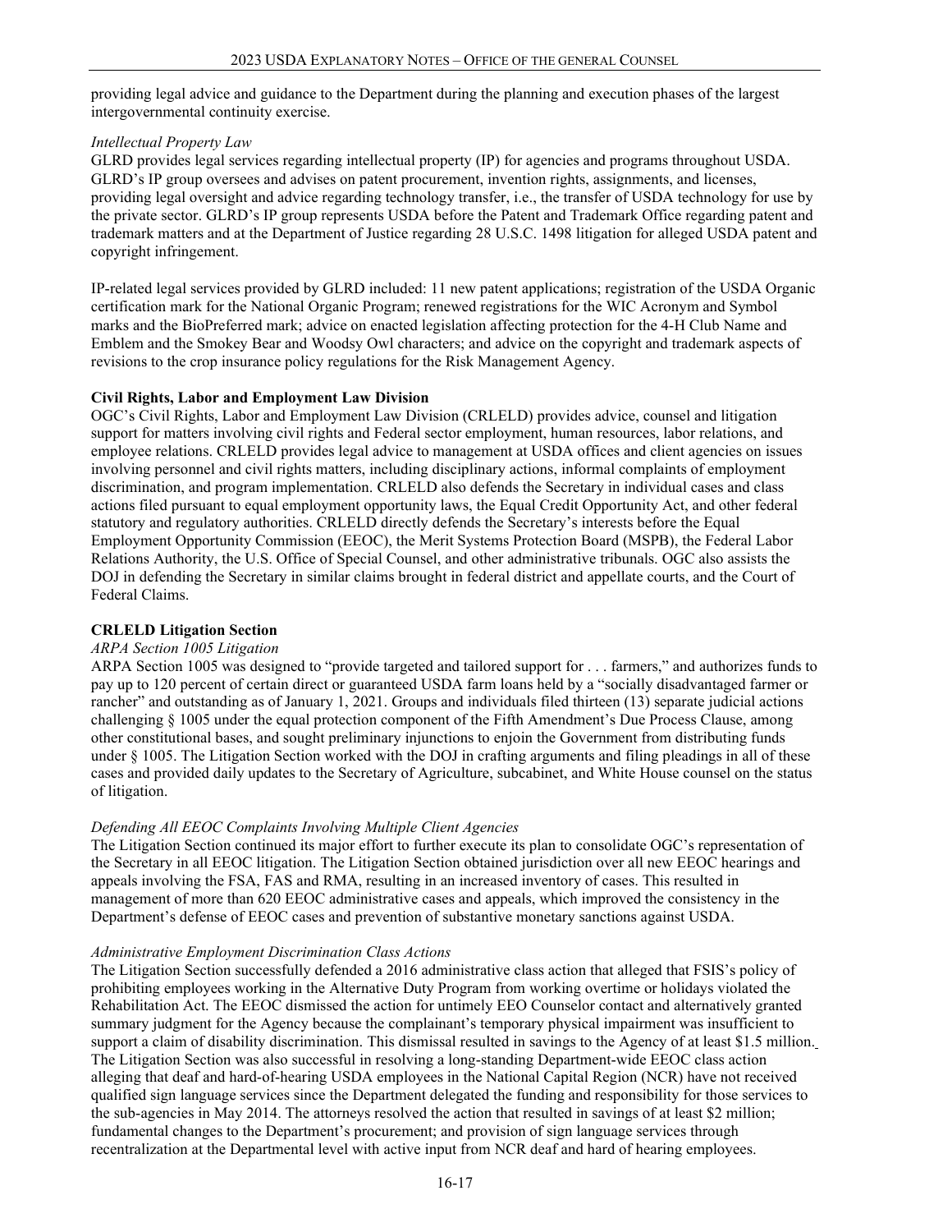providing legal advice and guidance to the Department during the planning and execution phases of the largest intergovernmental continuity exercise.

*Intellectual Property Law*

GLRD provides legal services regarding intellectual property (IP) for agencies and programs throughout USDA. GLRD's IP group oversees and advises on patent procurement, invention rights, assignments, and licenses, providing legal oversight and advice regarding technology transfer, i.e., the transfer of USDA technology for use by the private sector. GLRD's IP group represents USDA before the Patent and Trademark Office regarding patent and trademark matters and at the Department of Justice regarding 28 U.S.C. 1498 litigation for alleged USDA patent and copyright infringement.

IP-related legal services provided by GLRD included: 11 new patent applications; registration of the USDA Organic certification mark for the National Organic Program; renewed registrations for the WIC Acronym and Symbol marks and the BioPreferred mark; advice on enacted legislation affecting protection for the 4-H Club Name and Emblem and the Smokey Bear and Woodsy Owl characters; and advice on the copyright and trademark aspects of revisions to the crop insurance policy regulations for the Risk Management Agency.

**Civil Rights, Labor and Employment Law Division**

OGC's Civil Rights, Labor and Employment Law Division (CRLELD) provides advice, counsel and litigation support for matters involving civil rights and Federal sector employment, human resources, labor relations, and employee relations. CRLELD provides legal advice to management at USDA offices and client agencies on issues involving personnel and civil rights matters, including disciplinary actions, informal complaints of employment discrimination, and program implementation. CRLELD also defends the Secretary in individual cases and class actions filed pursuant to equal employment opportunity laws, the Equal Credit Opportunity Act, and other federal statutory and regulatory authorities. CRLELD directly defends the Secretary's interests before the Equal Employment Opportunity Commission (EEOC), the Merit Systems Protection Board (MSPB), the Federal Labor Relations Authority, the U.S. Office of Special Counsel, and other administrative tribunals. OGC also assists the DOJ in defending the Secretary in similar claims brought in federal district and appellate courts, and the Court of Federal Claims.

**CRLELD Litigation Section**

*ARPA Section 1005 Litigation*

ARPA Section 1005 was designed to "provide targeted and tailored support for . . . farmers," and authorizes funds to pay up to 120 percent of certain direct or guaranteed USDA farm loans held by a "socially disadvantaged farmer or rancher" and outstanding as of January 1, 2021. Groups and individuals filed thirteen (13) separate judicial actions challenging § 1005 under the equal protection component of the Fifth Amendment's Due Process Clause, among other constitutional bases, and sought preliminary injunctions to enjoin the Government from distributing funds under § 1005. The Litigation Section worked with the DOJ in crafting arguments and filing pleadings in all of these cases and provided daily updates to the Secretary of Agriculture, subcabinet, and White House counsel on the status of litigation.

*Defending All EEOC Complaints Involving Multiple Client Agencies*

The Litigation Section continued its major effort to further execute its plan to consolidate OGC's representation of the Secretary in all EEOC litigation. The Litigation Section obtained jurisdiction over all new EEOC hearings and appeals involving the FSA, FAS and RMA, resulting in an increased inventory of cases. This resulted in management of more than 620 EEOC administrative cases and appeals, which improved the consistency in the Department's defense of EEOC cases and prevention of substantive monetary sanctions against USDA.

*Administrative Employment Discrimination Class Actions*

The Litigation Section successfully defended a 2016 administrative class action that alleged that FSIS's policy of prohibiting employees working in the Alternative Duty Program from working overtime or holidays violated the Rehabilitation Act. The EEOC dismissed the action for untimely EEO Counselor contact and alternatively granted summary judgment for the Agency because the complainant's temporary physical impairment was insufficient to support a claim of disability discrimination. This dismissal resulted in savings to the Agency of at least $1.5 million. The Litigation Section was also successful in resolving a long-standing Department-wide EEOC class action alleging that deaf and hard-of-hearing USDA employees in the National Capital Region (NCR) have not received qualified sign language services since the Department delegated the funding and responsibility for those services to the sub-agencies in May 2014. The attorneys resolved the action that resulted in savings of at least $2 million; fundamental changes to the Department's procurement; and provision of sign language services through recentralization at the Departmental level with active input from NCR deaf and hard of hearing employees.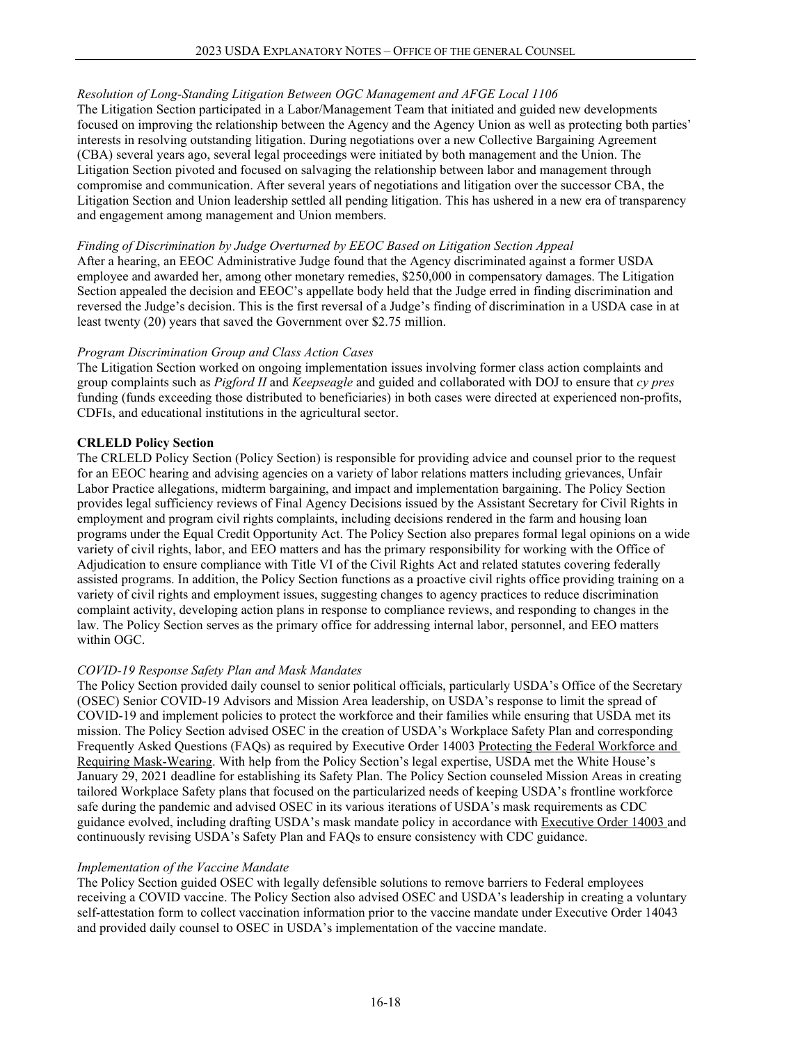*Resolution of Long-Standing Litigation Between OGC Management and AFGE Local 1106*

The Litigation Section participated in a Labor/Management Team that initiated and guided new developments focused on improving the relationship between the Agency and the Agency Union as well as protecting both parties' interests in resolving outstanding litigation. During negotiations over a new Collective Bargaining Agreement (CBA) several years ago, several legal proceedings were initiated by both management and the Union. The Litigation Section pivoted and focused on salvaging the relationship between labor and management through compromise and communication. After several years of negotiations and litigation over the successor CBA, the Litigation Section and Union leadership settled all pending litigation. This has ushered in a new era of transparency and engagement among management and Union members.

*Finding of Discrimination by Judge Overturned by EEOC Based on Litigation Section Appeal*

After a hearing, an EEOC Administrative Judge found that the Agency discriminated against a former USDA employee and awarded her, among other monetary remedies, $250,000 in compensatory damages. The Litigation Section appealed the decision and EEOC's appellate body held that the Judge erred in finding discrimination and reversed the Judge's decision. This is the first reversal of a Judge's finding of discrimination in a USDA case in at least twenty (20) years that saved the Government over $2.75 million.

*Program Discrimination Group and Class Action Cases*

The Litigation Section worked on ongoing implementation issues involving former class action complaints and group complaints such as *Pigford II* and *Keepseagle* and guided and collaborated with DOJ to ensure that *cy pres* funding (funds exceeding those distributed to beneficiaries) in both cases were directed at experienced non-profits, CDFIs, and educational institutions in the agricultural sector.

**CRLELD Policy Section**

The CRLELD Policy Section (Policy Section) is responsible for providing advice and counsel prior to the request for an EEOC hearing and advising agencies on a variety of labor relations matters including grievances, Unfair Labor Practice allegations, midterm bargaining, and impact and implementation bargaining. The Policy Section provides legal sufficiency reviews of Final Agency Decisions issued by the Assistant Secretary for Civil Rights in employment and program civil rights complaints, including decisions rendered in the farm and housing loan programs under the Equal Credit Opportunity Act. The Policy Section also prepares formal legal opinions on a wide variety of civil rights, labor, and EEO matters and has the primary responsibility for working with the Office of Adjudication to ensure compliance with Title VI of the Civil Rights Act and related statutes covering federally assisted programs. In addition, the Policy Section functions as a proactive civil rights office providing training on a variety of civil rights and employment issues, suggesting changes to agency practices to reduce discrimination complaint activity, developing action plans in response to compliance reviews, and responding to changes in the law. The Policy Section serves as the primary office for addressing internal labor, personnel, and EEO matters within OGC.

*COVID-19 Response Safety Plan and Mask Mandates*

The Policy Section provided daily counsel to senior political officials, particularly USDA's Office of the Secretary (OSEC) Senior COVID-19 Advisors and Mission Area leadership, on USDA's response to limit the spread of COVID-19 and implement policies to protect the workforce and their families while ensuring that USDA met its mission. The Policy Section advised OSEC in the creation of USDA's Workplace Safety Plan and corresponding Frequently Asked Questions (FAQs) as required by Executive Order 14003 Protecting the Federal Workforce and Requiring Mask-Wearing. With help from the Policy Section's legal expertise, USDA met the White House's January 29, 2021 deadline for establishing its Safety Plan. The Policy Section counseled Mission Areas in creating tailored Workplace Safety plans that focused on the particularized needs of keeping USDA's frontline workforce safe during the pandemic and advised OSEC in its various iterations of USDA's mask requirements as CDC guidance evolved, including drafting USDA's mask mandate policy in accordance with Executive Order 14003 and continuously revising USDA's Safety Plan and FAQs to ensure consistency with CDC guidance.

*Implementation of the Vaccine Mandate*

The Policy Section guided OSEC with legally defensible solutions to remove barriers to Federal employees receiving a COVID vaccine. The Policy Section also advised OSEC and USDA's leadership in creating a voluntary self-attestation form to collect vaccination information prior to the vaccine mandate under Executive Order 14043 and provided daily counsel to OSEC in USDA's implementation of the vaccine mandate.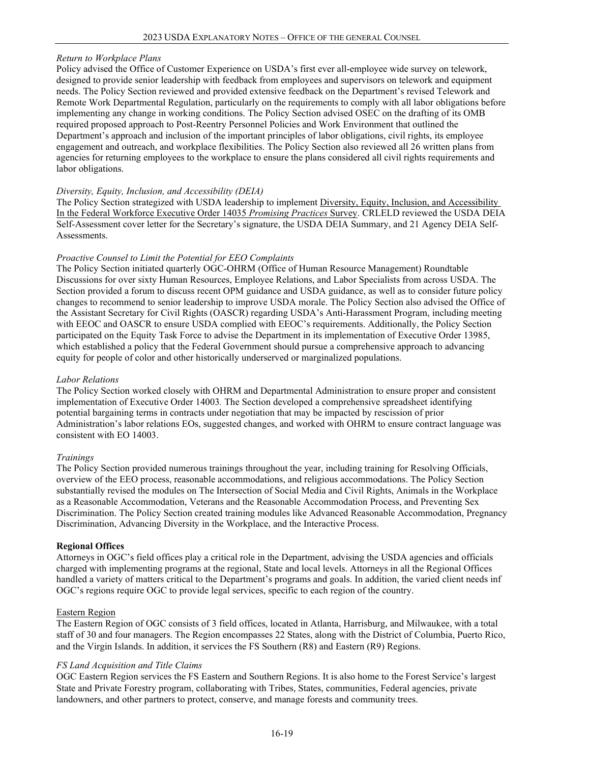*Return to Workplace Plans*

Policy advised the Office of Customer Experience on USDA's first ever all-employee wide survey on telework, designed to provide senior leadership with feedback from employees and supervisors on telework and equipment needs. The Policy Section reviewed and provided extensive feedback on the Department's revised Telework and Remote Work Departmental Regulation, particularly on the requirements to comply with all labor obligations before implementing any change in working conditions. The Policy Section advised OSEC on the drafting of its OMB required proposed approach to Post-Reentry Personnel Policies and Work Environment that outlined the Department's approach and inclusion of the important principles of labor obligations, civil rights, its employee engagement and outreach, and workplace flexibilities. The Policy Section also reviewed all 26 written plans from agencies for returning employees to the workplace to ensure the plans considered all civil rights requirements and labor obligations.

*Diversity, Equity, Inclusion, and Accessibility (DEIA)*

The Policy Section strategized with USDA leadership to implement Diversity, Equity, Inclusion, and Accessibility In the Federal Workforce Executive Order 14035 *Promising Practices* Survey. CRLELD reviewed the USDA DEIA Self-Assessment cover letter for the Secretary's signature, the USDA DEIA Summary, and 21 Agency DEIA Self-Assessments.

*Proactive Counsel to Limit the Potential for EEO Complaints*

The Policy Section initiated quarterly OGC-OHRM (Office of Human Resource Management) Roundtable Discussions for over sixty Human Resources, Employee Relations, and Labor Specialists from across USDA. The Section provided a forum to discuss recent OPM guidance and USDA guidance, as well as to consider future policy changes to recommend to senior leadership to improve USDA morale. The Policy Section also advised the Office of the Assistant Secretary for Civil Rights (OASCR) regarding USDA's Anti-Harassment Program, including meeting with EEOC and OASCR to ensure USDA complied with EEOC's requirements. Additionally, the Policy Section participated on the Equity Task Force to advise the Department in its implementation of Executive Order 13985, which established a policy that the Federal Government should pursue a comprehensive approach to advancing equity for people of color and other historically underserved or marginalized populations.

*Labor Relations*

The Policy Section worked closely with OHRM and Departmental Administration to ensure proper and consistent implementation of Executive Order 14003. The Section developed a comprehensive spreadsheet identifying potential bargaining terms in contracts under negotiation that may be impacted by rescission of prior Administration's labor relations EOs, suggested changes, and worked with OHRM to ensure contract language was consistent with EO 14003.

*Trainings*

The Policy Section provided numerous trainings throughout the year, including training for Resolving Officials, overview of the EEO process, reasonable accommodations, and religious accommodations. The Policy Section substantially revised the modules on The Intersection of Social Media and Civil Rights, Animals in the Workplace as a Reasonable Accommodation, Veterans and the Reasonable Accommodation Process, and Preventing Sex Discrimination. The Policy Section created training modules like Advanced Reasonable Accommodation, Pregnancy Discrimination, Advancing Diversity in the Workplace, and the Interactive Process.

**Regional Offices**

Attorneys in OGC's field offices play a critical role in the Department, advising the USDA agencies and officials charged with implementing programs at the regional, State and local levels. Attorneys in all the Regional Offices handled a variety of matters critical to the Department's programs and goals. In addition, the varied client needs inf OGC's regions require OGC to provide legal services, specific to each region of the country.

Eastern Region

The Eastern Region of OGC consists of 3 field offices, located in Atlanta, Harrisburg, and Milwaukee, with a total staff of 30 and four managers. The Region encompasses 22 States, along with the District of Columbia, Puerto Rico, and the Virgin Islands. In addition, it services the FS Southern (R8) and Eastern (R9) Regions.

*FS Land Acquisition and Title Claims*

OGC Eastern Region services the FS Eastern and Southern Regions. It is also home to the Forest Service's largest State and Private Forestry program, collaborating with Tribes, States, communities, Federal agencies, private landowners, and other partners to protect, conserve, and manage forests and community trees.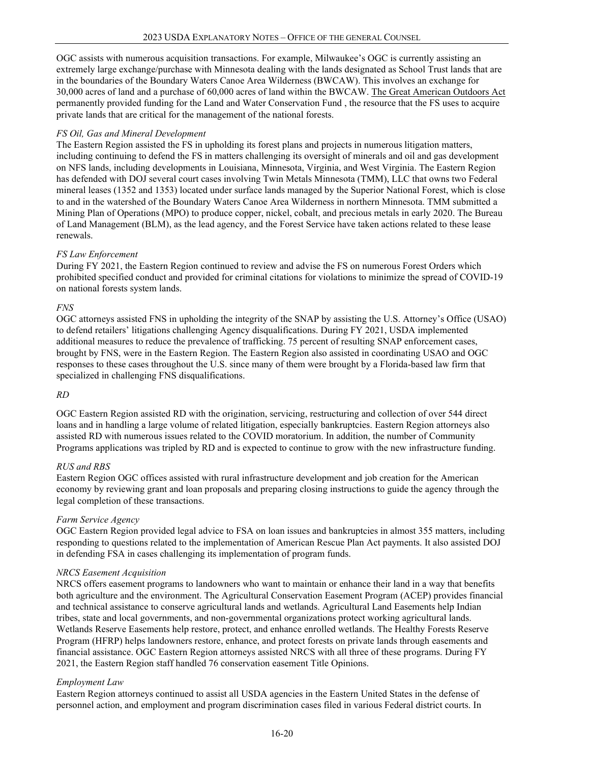OGC assists with numerous acquisition transactions. For example, Milwaukee's OGC is currently assisting an extremely large exchange/purchase with Minnesota dealing with the lands designated as School Trust lands that are in the boundaries of the Boundary Waters Canoe Area Wilderness (BWCAW). This involves an exchange for 30,000 acres of land and a purchase of 60,000 acres of land within the BWCAW. The Great American Outdoors Act permanently provided funding for the Land and Water Conservation Fund , the resource that the FS uses to acquire private lands that are critical for the management of the national forests.

*FS Oil, Gas and Mineral Development*

The Eastern Region assisted the FS in upholding its forest plans and projects in numerous litigation matters, including continuing to defend the FS in matters challenging its oversight of minerals and oil and gas development on NFS lands, including developments in Louisiana, Minnesota, Virginia, and West Virginia. The Eastern Region has defended with DOJ several court cases involving Twin Metals Minnesota (TMM), LLC that owns two Federal mineral leases (1352 and 1353) located under surface lands managed by the Superior National Forest, which is close to and in the watershed of the Boundary Waters Canoe Area Wilderness in northern Minnesota. TMM submitted a Mining Plan of Operations (MPO) to produce copper, nickel, cobalt, and precious metals in early 2020. The Bureau of Land Management (BLM), as the lead agency, and the Forest Service have taken actions related to these lease renewals.

*FS Law Enforcement*

During FY 2021, the Eastern Region continued to review and advise the FS on numerous Forest Orders which prohibited specified conduct and provided for criminal citations for violations to minimize the spread of COVID-19 on national forests system lands.

*FNS*

OGC attorneys assisted FNS in upholding the integrity of the SNAP by assisting the U.S. Attorney's Office (USAO) to defend retailers' litigations challenging Agency disqualifications. During FY 2021, USDA implemented additional measures to reduce the prevalence of trafficking. 75 percent of resulting SNAP enforcement cases, brought by FNS, were in the Eastern Region. The Eastern Region also assisted in coordinating USAO and OGC responses to these cases throughout the U.S. since many of them were brought by a Florida-based law firm that specialized in challenging FNS disqualifications.

*RD*

OGC Eastern Region assisted RD with the origination, servicing, restructuring and collection of over 544 direct loans and in handling a large volume of related litigation, especially bankruptcies. Eastern Region attorneys also assisted RD with numerous issues related to the COVID moratorium. In addition, the number of Community Programs applications was tripled by RD and is expected to continue to grow with the new infrastructure funding.

*RUS and RBS*

Eastern Region OGC offices assisted with rural infrastructure development and job creation for the American economy by reviewing grant and loan proposals and preparing closing instructions to guide the agency through the legal completion of these transactions.

*Farm Service Agency*

OGC Eastern Region provided legal advice to FSA on loan issues and bankruptcies in almost 355 matters, including responding to questions related to the implementation of American Rescue Plan Act payments. It also assisted DOJ in defending FSA in cases challenging its implementation of program funds.

*NRCS Easement Acquisition*

NRCS offers easement programs to landowners who want to maintain or enhance their land in a way that benefits both agriculture and the environment. The Agricultural Conservation Easement Program (ACEP) provides financial and technical assistance to conserve agricultural lands and wetlands. Agricultural Land Easements help Indian tribes, state and local governments, and non-governmental organizations protect working agricultural lands. Wetlands Reserve Easements help restore, protect, and enhance enrolled wetlands. The Healthy Forests Reserve Program (HFRP) helps landowners restore, enhance, and protect forests on private lands through easements and financial assistance. OGC Eastern Region attorneys assisted NRCS with all three of these programs. During FY 2021, the Eastern Region staff handled 76 conservation easement Title Opinions.

*Employment Law*

Eastern Region attorneys continued to assist all USDA agencies in the Eastern United States in the defense of personnel action, and employment and program discrimination cases filed in various Federal district courts. In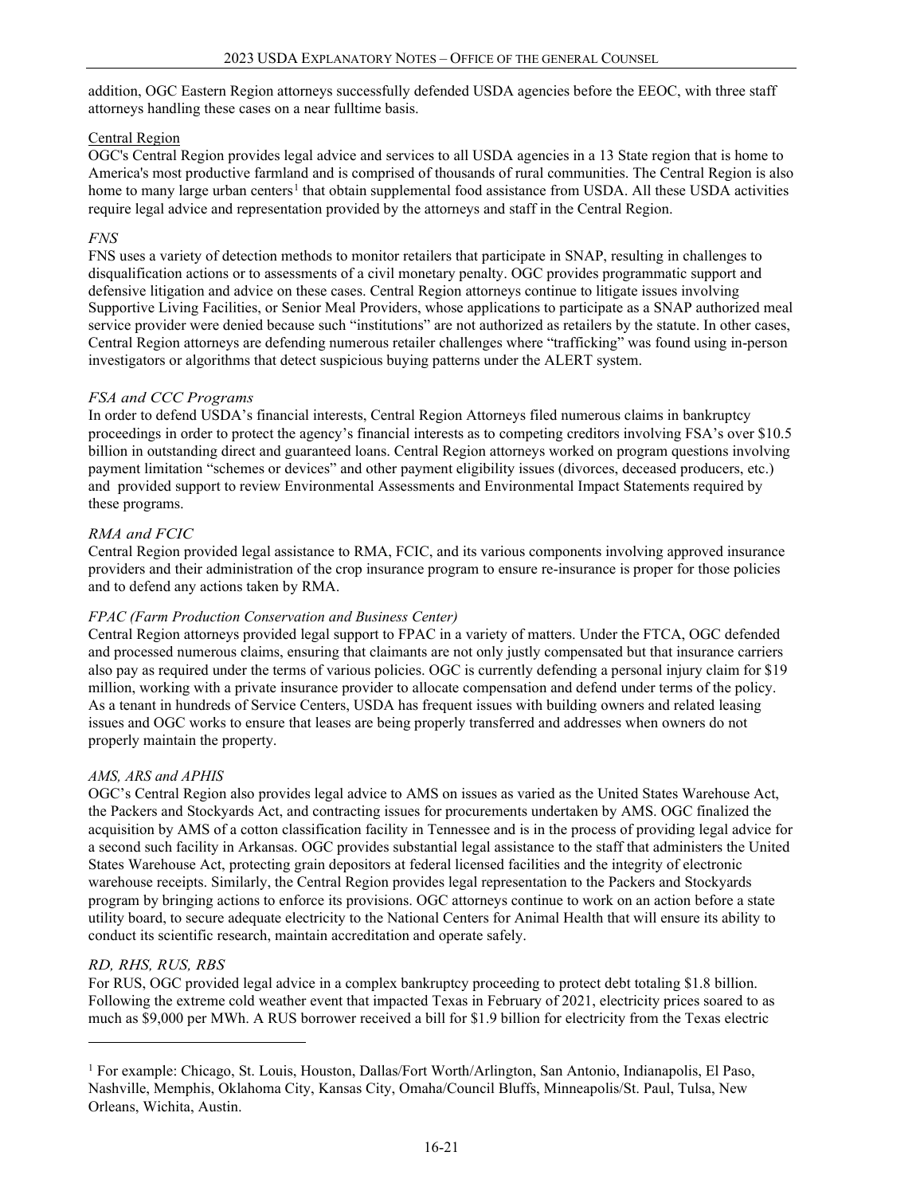addition, OGC Eastern Region attorneys successfully defended USDA agencies before the EEOC, with three staff attorneys handling these cases on a near fulltime basis.

Central Region

OGC's Central Region provides legal advice and services to all USDA agencies in a 13 State region that is home to America's most productive farmland and is comprised of thousands of rural communities. The Central Region is also home to many large urban centers[1] that obtain supplemental food assistance from USDA. All these USDA activities require legal advice and representation provided by the attorneys and staff in the Central Region.

*FNS*

FNS uses a variety of detection methods to monitor retailers that participate in SNAP, resulting in challenges to disqualification actions or to assessments of a civil monetary penalty. OGC provides programmatic support and defensive litigation and advice on these cases. Central Region attorneys continue to litigate issues involving Supportive Living Facilities, or Senior Meal Providers, whose applications to participate as a SNAP authorized meal service provider were denied because such "institutions" are not authorized as retailers by the statute. In other cases, Central Region attorneys are defending numerous retailer challenges where "trafficking" was found using in-person investigators or algorithms that detect suspicious buying patterns under the ALERT system.

*FSA and CCC Programs*

In order to defend USDA's financial interests, Central Region Attorneys filed numerous claims in bankruptcy proceedings in order to protect the agency's financial interests as to competing creditors involving FSA's over $10.5 billion in outstanding direct and guaranteed loans. Central Region attorneys worked on program questions involving payment limitation "schemes or devices" and other payment eligibility issues (divorces, deceased producers, etc.) and provided support to review Environmental Assessments and Environmental Impact Statements required by these programs.

*RMA and FCIC*

Central Region provided legal assistance to RMA, FCIC, and its various components involving approved insurance providers and their administration of the crop insurance program to ensure re-insurance is proper for those policies and to defend any actions taken by RMA.

*FPAC (Farm Production Conservation and Business Center)*

Central Region attorneys provided legal support to FPAC in a variety of matters. Under the FTCA, OGC defended and processed numerous claims, ensuring that claimants are not only justly compensated but that insurance carriers also pay as required under the terms of various policies. OGC is currently defending a personal injury claim for $19 million, working with a private insurance provider to allocate compensation and defend under terms of the policy. As a tenant in hundreds of Service Centers, USDA has frequent issues with building owners and related leasing issues and OGC works to ensure that leases are being properly transferred and addresses when owners do not properly maintain the property.

*AMS, ARS and APHIS*

OGC's Central Region also provides legal advice to AMS on issues as varied as the United States Warehouse Act, the Packers and Stockyards Act, and contracting issues for procurements undertaken by AMS. OGC finalized the acquisition by AMS of a cotton classification facility in Tennessee and is in the process of providing legal advice for a second such facility in Arkansas. OGC provides substantial legal assistance to the staff that administers the United States Warehouse Act, protecting grain depositors at federal licensed facilities and the integrity of electronic warehouse receipts. Similarly, the Central Region provides legal representation to the Packers and Stockyards program by bringing actions to enforce its provisions. OGC attorneys continue to work on an action before a state utility board, to secure adequate electricity to the National Centers for Animal Health that will ensure its ability to conduct its scientific research, maintain accreditation and operate safely.

*RD, RHS, RUS, RBS*

For RUS, OGC provided legal advice in a complex bankruptcy proceeding to protect debt totaling $1.8 billion. Following the extreme cold weather event that impacted Texas in February of 2021, electricity prices soared to as much as $9,000 per MWh. A RUS borrower received a bill for $1.9 billion for electricity from the Texas electric

[1] For example: Chicago, St. Louis, Houston, Dallas/Fort Worth/Arlington, San Antonio, Indianapolis, El Paso, Nashville, Memphis, Oklahoma City, Kansas City, Omaha/Council Bluffs, Minneapolis/St. Paul, Tulsa, New Orleans, Wichita, Austin.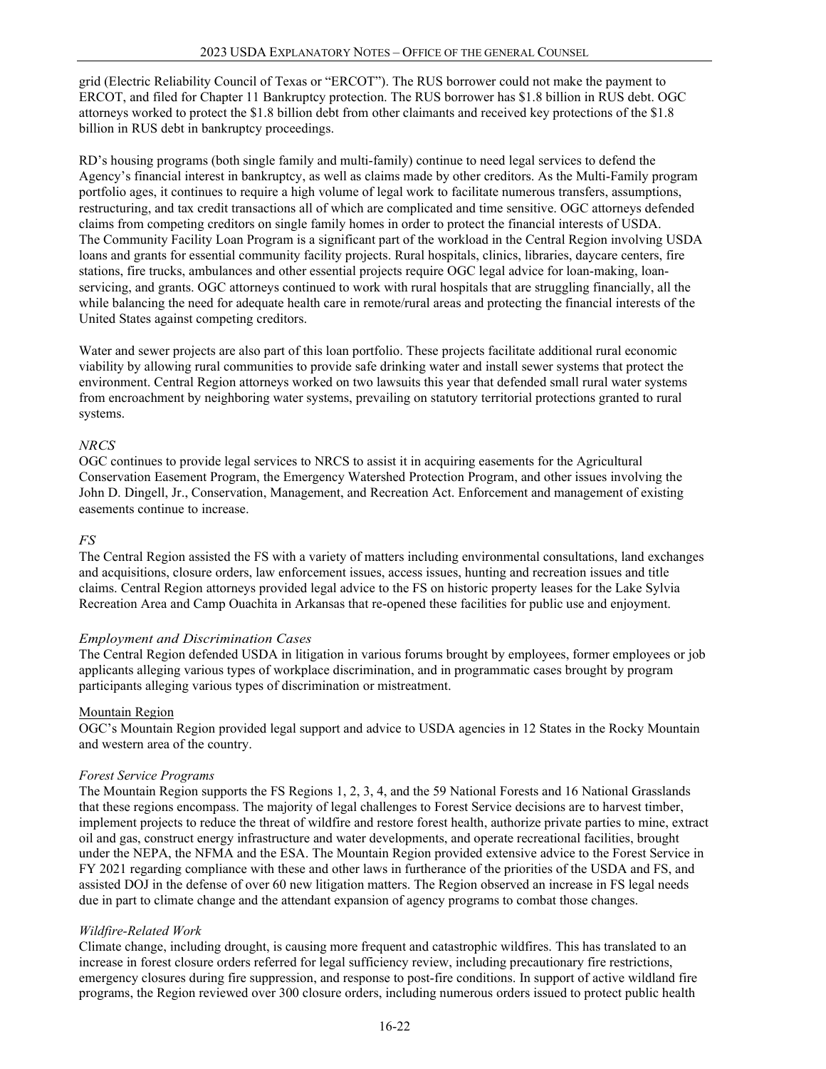grid (Electric Reliability Council of Texas or "ERCOT"). The RUS borrower could not make the payment to ERCOT, and filed for Chapter 11 Bankruptcy protection. The RUS borrower has $1.8 billion in RUS debt. OGC attorneys worked to protect the $1.8 billion debt from other claimants and received key protections of the $1.8 billion in RUS debt in bankruptcy proceedings.

RD's housing programs (both single family and multi-family) continue to need legal services to defend the Agency's financial interest in bankruptcy, as well as claims made by other creditors. As the Multi-Family program portfolio ages, it continues to require a high volume of legal work to facilitate numerous transfers, assumptions, restructuring, and tax credit transactions all of which are complicated and time sensitive. OGC attorneys defended claims from competing creditors on single family homes in order to protect the financial interests of USDA. The Community Facility Loan Program is a significant part of the workload in the Central Region involving USDA loans and grants for essential community facility projects. Rural hospitals, clinics, libraries, daycare centers, fire stations, fire trucks, ambulances and other essential projects require OGC legal advice for loan-making, loan-servicing, and grants. OGC attorneys continued to work with rural hospitals that are struggling financially, all the while balancing the need for adequate health care in remote/rural areas and protecting the financial interests of the United States against competing creditors.

Water and sewer projects are also part of this loan portfolio. These projects facilitate additional rural economic viability by allowing rural communities to provide safe drinking water and install sewer systems that protect the environment. Central Region attorneys worked on two lawsuits this year that defended small rural water systems from encroachment by neighboring water systems, prevailing on statutory territorial protections granted to rural systems.

*NRCS*

OGC continues to provide legal services to NRCS to assist it in acquiring easements for the Agricultural Conservation Easement Program, the Emergency Watershed Protection Program, and other issues involving the John D. Dingell, Jr., Conservation, Management, and Recreation Act. Enforcement and management of existing easements continue to increase.

*FS*

The Central Region assisted the FS with a variety of matters including environmental consultations, land exchanges and acquisitions, closure orders, law enforcement issues, access issues, hunting and recreation issues and title claims. Central Region attorneys provided legal advice to the FS on historic property leases for the Lake Sylvia Recreation Area and Camp Ouachita in Arkansas that re-opened these facilities for public use and enjoyment.

*Employment and Discrimination Cases*

The Central Region defended USDA in litigation in various forums brought by employees, former employees or job applicants alleging various types of workplace discrimination, and in programmatic cases brought by program participants alleging various types of discrimination or mistreatment.

Mountain Region

OGC's Mountain Region provided legal support and advice to USDA agencies in 12 States in the Rocky Mountain and western area of the country.

*Forest Service Programs*

The Mountain Region supports the FS Regions 1, 2, 3, 4, and the 59 National Forests and 16 National Grasslands that these regions encompass. The majority of legal challenges to Forest Service decisions are to harvest timber, implement projects to reduce the threat of wildfire and restore forest health, authorize private parties to mine, extract oil and gas, construct energy infrastructure and water developments, and operate recreational facilities, brought under the NEPA, the NFMA and the ESA. The Mountain Region provided extensive advice to the Forest Service in FY 2021 regarding compliance with these and other laws in furtherance of the priorities of the USDA and FS, and assisted DOJ in the defense of over 60 new litigation matters. The Region observed an increase in FS legal needs due in part to climate change and the attendant expansion of agency programs to combat those changes.

*Wildfire-Related Work*

Climate change, including drought, is causing more frequent and catastrophic wildfires. This has translated to an increase in forest closure orders referred for legal sufficiency review, including precautionary fire restrictions, emergency closures during fire suppression, and response to post-fire conditions. In support of active wildland fire programs, the Region reviewed over 300 closure orders, including numerous orders issued to protect public health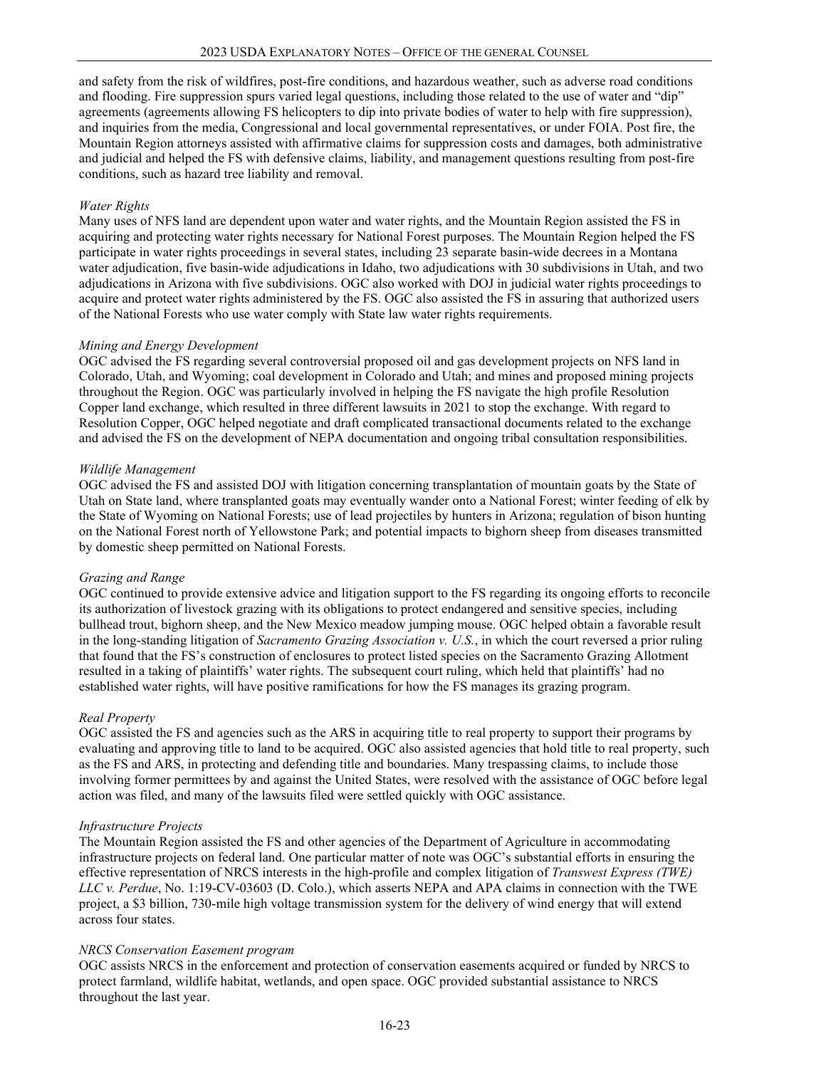and safety from the risk of wildfires, post-fire conditions, and hazardous weather, such as adverse road conditions and flooding. Fire suppression spurs varied legal questions, including those related to the use of water and "dip" agreements (agreements allowing FS helicopters to dip into private bodies of water to help with fire suppression), and inquiries from the media, Congressional and local governmental representatives, or under FOIA. Post fire, the Mountain Region attorneys assisted with affirmative claims for suppression costs and damages, both administrative and judicial and helped the FS with defensive claims, liability, and management questions resulting from post-fire conditions, such as hazard tree liability and removal.

*Water Rights*

Many uses of NFS land are dependent upon water and water rights, and the Mountain Region assisted the FS in acquiring and protecting water rights necessary for National Forest purposes. The Mountain Region helped the FS participate in water rights proceedings in several states, including 23 separate basin-wide decrees in a Montana water adjudication, five basin-wide adjudications in Idaho, two adjudications with 30 subdivisions in Utah, and two adjudications in Arizona with five subdivisions. OGC also worked with DOJ in judicial water rights proceedings to acquire and protect water rights administered by the FS. OGC also assisted the FS in assuring that authorized users of the National Forests who use water comply with State law water rights requirements.

*Mining and Energy Development*

OGC advised the FS regarding several controversial proposed oil and gas development projects on NFS land in Colorado, Utah, and Wyoming; coal development in Colorado and Utah; and mines and proposed mining projects throughout the Region. OGC was particularly involved in helping the FS navigate the high profile Resolution Copper land exchange, which resulted in three different lawsuits in 2021 to stop the exchange. With regard to Resolution Copper, OGC helped negotiate and draft complicated transactional documents related to the exchange and advised the FS on the development of NEPA documentation and ongoing tribal consultation responsibilities.

*Wildlife Management*

OGC advised the FS and assisted DOJ with litigation concerning transplantation of mountain goats by the State of Utah on State land, where transplanted goats may eventually wander onto a National Forest; winter feeding of elk by the State of Wyoming on National Forests; use of lead projectiles by hunters in Arizona; regulation of bison hunting on the National Forest north of Yellowstone Park; and potential impacts to bighorn sheep from diseases transmitted by domestic sheep permitted on National Forests.

*Grazing and Range*

OGC continued to provide extensive advice and litigation support to the FS regarding its ongoing efforts to reconcile its authorization of livestock grazing with its obligations to protect endangered and sensitive species, including bullhead trout, bighorn sheep, and the New Mexico meadow jumping mouse. OGC helped obtain a favorable result in the long-standing litigation of *Sacramento Grazing Association v. U.S.*, in which the court reversed a prior ruling that found that the FS's construction of enclosures to protect listed species on the Sacramento Grazing Allotment resulted in a taking of plaintiffs' water rights. The subsequent court ruling, which held that plaintiffs' had no established water rights, will have positive ramifications for how the FS manages its grazing program.

*Real Property*

OGC assisted the FS and agencies such as the ARS in acquiring title to real property to support their programs by evaluating and approving title to land to be acquired. OGC also assisted agencies that hold title to real property, such as the FS and ARS, in protecting and defending title and boundaries. Many trespassing claims, to include those involving former permittees by and against the United States, were resolved with the assistance of OGC before legal action was filed, and many of the lawsuits filed were settled quickly with OGC assistance.

*Infrastructure Projects*

The Mountain Region assisted the FS and other agencies of the Department of Agriculture in accommodating infrastructure projects on federal land. One particular matter of note was OGC's substantial efforts in ensuring the effective representation of NRCS interests in the high-profile and complex litigation of *Transwest Express (TWE) LLC v. Perdue*, No. 1:19-CV-03603 (D. Colo.), which asserts NEPA and APA claims in connection with the TWE project, a $3 billion, 730-mile high voltage transmission system for the delivery of wind energy that will extend across four states.

*NRCS Conservation Easement program*

OGC assists NRCS in the enforcement and protection of conservation easements acquired or funded by NRCS to protect farmland, wildlife habitat, wetlands, and open space. OGC provided substantial assistance to NRCS throughout the last year.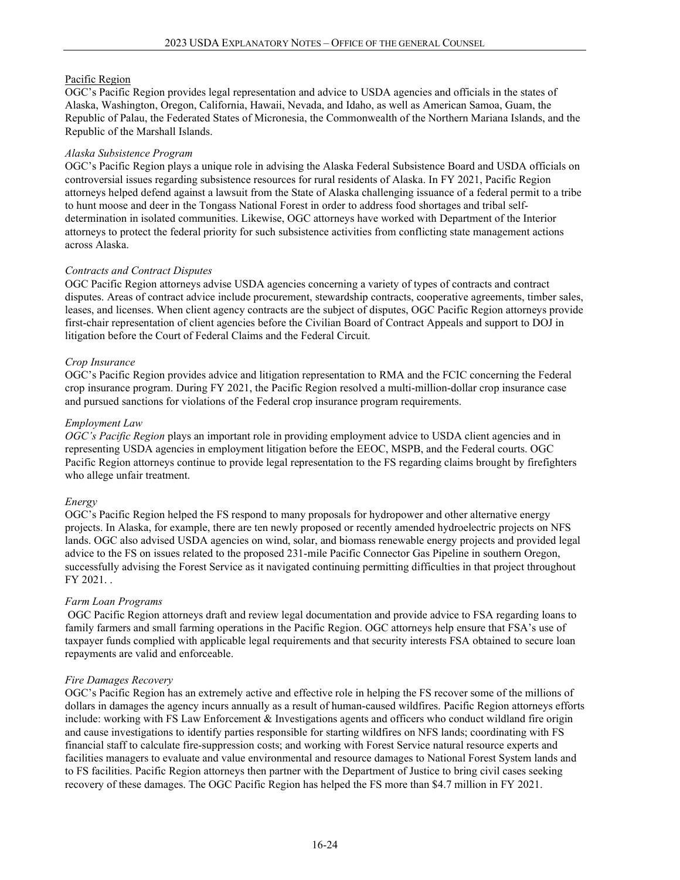## Pacific Region

OGC's Pacific Region provides legal representation and advice to USDA agencies and officials in the states of Alaska, Washington, Oregon, California, Hawaii, Nevada, and Idaho, as well as American Samoa, Guam, the Republic of Palau, the Federated States of Micronesia, the Commonwealth of the Northern Mariana Islands, and the Republic of the Marshall Islands.

*Alaska Subsistence Program*

OGC's Pacific Region plays a unique role in advising the Alaska Federal Subsistence Board and USDA officials on controversial issues regarding subsistence resources for rural residents of Alaska. In FY 2021, Pacific Region attorneys helped defend against a lawsuit from the State of Alaska challenging issuance of a federal permit to a tribe to hunt moose and deer in the Tongass National Forest in order to address food shortages and tribal self-determination in isolated communities. Likewise, OGC attorneys have worked with Department of the Interior attorneys to protect the federal priority for such subsistence activities from conflicting state management actions across Alaska.

*Contracts and Contract Disputes*

OGC Pacific Region attorneys advise USDA agencies concerning a variety of types of contracts and contract disputes. Areas of contract advice include procurement, stewardship contracts, cooperative agreements, timber sales, leases, and licenses. When client agency contracts are the subject of disputes, OGC Pacific Region attorneys provide first-chair representation of client agencies before the Civilian Board of Contract Appeals and support to DOJ in litigation before the Court of Federal Claims and the Federal Circuit.

*Crop Insurance*

OGC's Pacific Region provides advice and litigation representation to RMA and the FCIC concerning the Federal crop insurance program. During FY 2021, the Pacific Region resolved a multi-million-dollar crop insurance case and pursued sanctions for violations of the Federal crop insurance program requirements.

*Employment Law*

*OGC's Pacific Region* plays an important role in providing employment advice to USDA client agencies and in representing USDA agencies in employment litigation before the EEOC, MSPB, and the Federal courts. OGC Pacific Region attorneys continue to provide legal representation to the FS regarding claims brought by firefighters who allege unfair treatment.

*Energy*

OGC's Pacific Region helped the FS respond to many proposals for hydropower and other alternative energy projects. In Alaska, for example, there are ten newly proposed or recently amended hydroelectric projects on NFS lands. OGC also advised USDA agencies on wind, solar, and biomass renewable energy projects and provided legal advice to the FS on issues related to the proposed 231-mile Pacific Connector Gas Pipeline in southern Oregon, successfully advising the Forest Service as it navigated continuing permitting difficulties in that project throughout FY 2021. .

*Farm Loan Programs*

OGC Pacific Region attorneys draft and review legal documentation and provide advice to FSA regarding loans to family farmers and small farming operations in the Pacific Region. OGC attorneys help ensure that FSA's use of taxpayer funds complied with applicable legal requirements and that security interests FSA obtained to secure loan repayments are valid and enforceable.

*Fire Damages Recovery*

OGC's Pacific Region has an extremely active and effective role in helping the FS recover some of the millions of dollars in damages the agency incurs annually as a result of human-caused wildfires. Pacific Region attorneys efforts include: working with FS Law Enforcement & Investigations agents and officers who conduct wildland fire origin and cause investigations to identify parties responsible for starting wildfires on NFS lands; coordinating with FS financial staff to calculate fire-suppression costs; and working with Forest Service natural resource experts and facilities managers to evaluate and value environmental and resource damages to National Forest System lands and to FS facilities. Pacific Region attorneys then partner with the Department of Justice to bring civil cases seeking recovery of these damages. The OGC Pacific Region has helped the FS more than $4.7 million in FY 2021.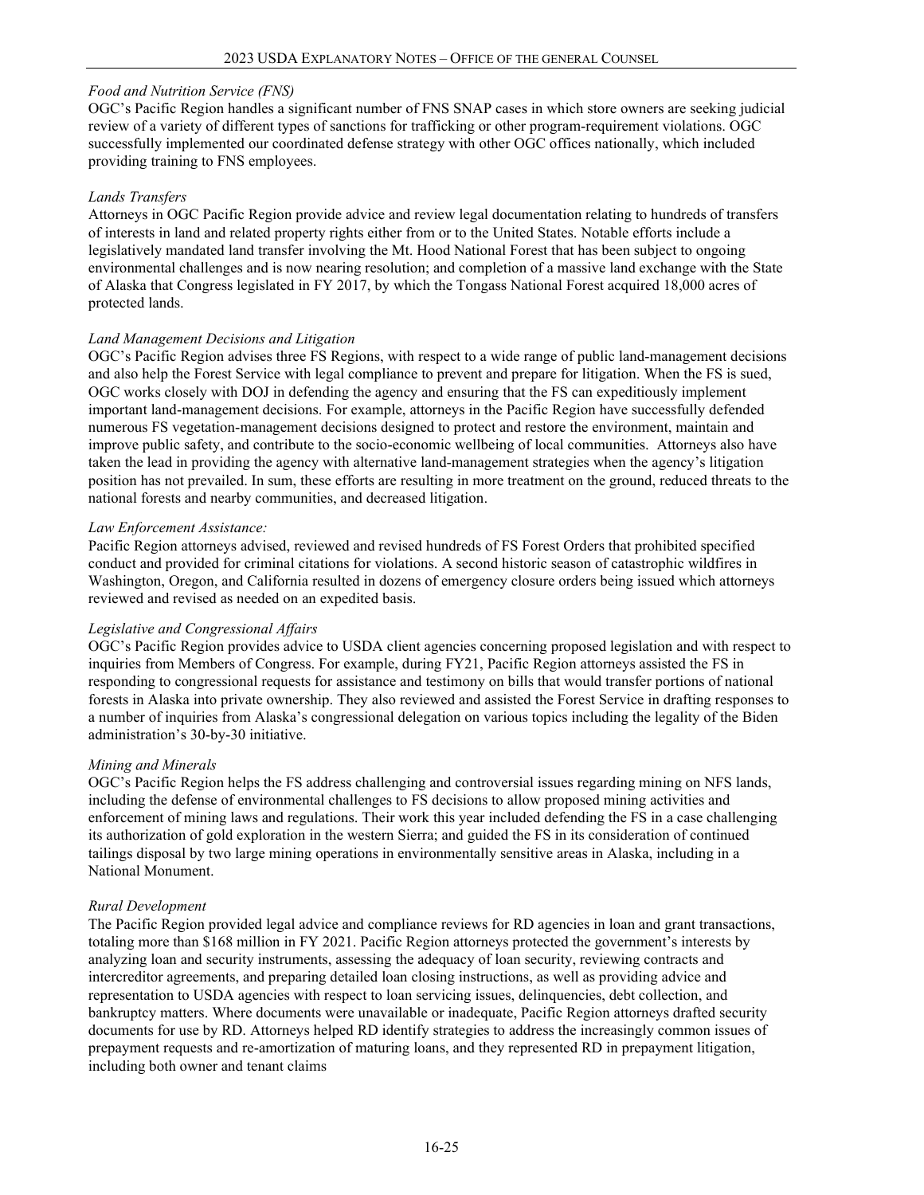*Food and Nutrition Service (FNS)*
OGC's Pacific Region handles a significant number of FNS SNAP cases in which store owners are seeking judicial review of a variety of different types of sanctions for trafficking or other program-requirement violations. OGC successfully implemented our coordinated defense strategy with other OGC offices nationally, which included providing training to FNS employees.

*Lands Transfers*
Attorneys in OGC Pacific Region provide advice and review legal documentation relating to hundreds of transfers of interests in land and related property rights either from or to the United States. Notable efforts include a legislatively mandated land transfer involving the Mt. Hood National Forest that has been subject to ongoing environmental challenges and is now nearing resolution; and completion of a massive land exchange with the State of Alaska that Congress legislated in FY 2017, by which the Tongass National Forest acquired 18,000 acres of protected lands.

*Land Management Decisions and Litigation*
OGC's Pacific Region advises three FS Regions, with respect to a wide range of public land-management decisions and also help the Forest Service with legal compliance to prevent and prepare for litigation. When the FS is sued, OGC works closely with DOJ in defending the agency and ensuring that the FS can expeditiously implement important land-management decisions. For example, attorneys in the Pacific Region have successfully defended numerous FS vegetation-management decisions designed to protect and restore the environment, maintain and improve public safety, and contribute to the socio-economic wellbeing of local communities. Attorneys also have taken the lead in providing the agency with alternative land-management strategies when the agency's litigation position has not prevailed. In sum, these efforts are resulting in more treatment on the ground, reduced threats to the national forests and nearby communities, and decreased litigation.

*Law Enforcement Assistance:*
Pacific Region attorneys advised, reviewed and revised hundreds of FS Forest Orders that prohibited specified conduct and provided for criminal citations for violations. A second historic season of catastrophic wildfires in Washington, Oregon, and California resulted in dozens of emergency closure orders being issued which attorneys reviewed and revised as needed on an expedited basis.

*Legislative and Congressional Affairs*
OGC's Pacific Region provides advice to USDA client agencies concerning proposed legislation and with respect to inquiries from Members of Congress. For example, during FY21, Pacific Region attorneys assisted the FS in responding to congressional requests for assistance and testimony on bills that would transfer portions of national forests in Alaska into private ownership. They also reviewed and assisted the Forest Service in drafting responses to a number of inquiries from Alaska's congressional delegation on various topics including the legality of the Biden administration's 30-by-30 initiative.

*Mining and Minerals*
OGC's Pacific Region helps the FS address challenging and controversial issues regarding mining on NFS lands, including the defense of environmental challenges to FS decisions to allow proposed mining activities and enforcement of mining laws and regulations. Their work this year included defending the FS in a case challenging its authorization of gold exploration in the western Sierra; and guided the FS in its consideration of continued tailings disposal by two large mining operations in environmentally sensitive areas in Alaska, including in a National Monument.

*Rural Development*
The Pacific Region provided legal advice and compliance reviews for RD agencies in loan and grant transactions, totaling more than $168 million in FY 2021. Pacific Region attorneys protected the government's interests by analyzing loan and security instruments, assessing the adequacy of loan security, reviewing contracts and intercreditor agreements, and preparing detailed loan closing instructions, as well as providing advice and representation to USDA agencies with respect to loan servicing issues, delinquencies, debt collection, and bankruptcy matters. Where documents were unavailable or inadequate, Pacific Region attorneys drafted security documents for use by RD. Attorneys helped RD identify strategies to address the increasingly common issues of prepayment requests and re-amortization of maturing loans, and they represented RD in prepayment litigation, including both owner and tenant claims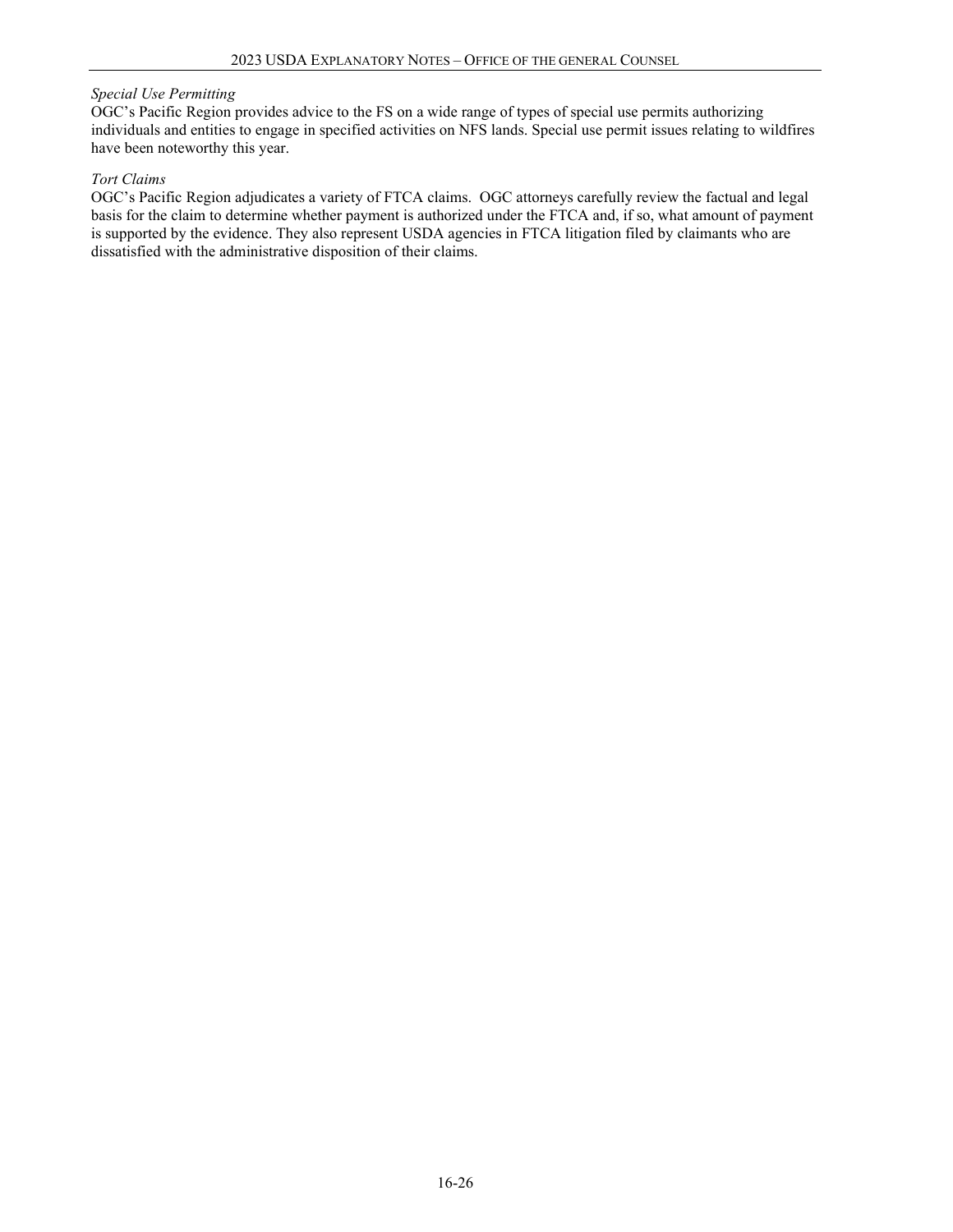*Special Use Permitting*

OGC's Pacific Region provides advice to the FS on a wide range of types of special use permits authorizing individuals and entities to engage in specified activities on NFS lands. Special use permit issues relating to wildfires have been noteworthy this year.

*Tort Claims*

OGC's Pacific Region adjudicates a variety of FTCA claims. OGC attorneys carefully review the factual and legal basis for the claim to determine whether payment is authorized under the FTCA and, if so, what amount of payment is supported by the evidence. They also represent USDA agencies in FTCA litigation filed by claimants who are dissatisfied with the administrative disposition of their claims.